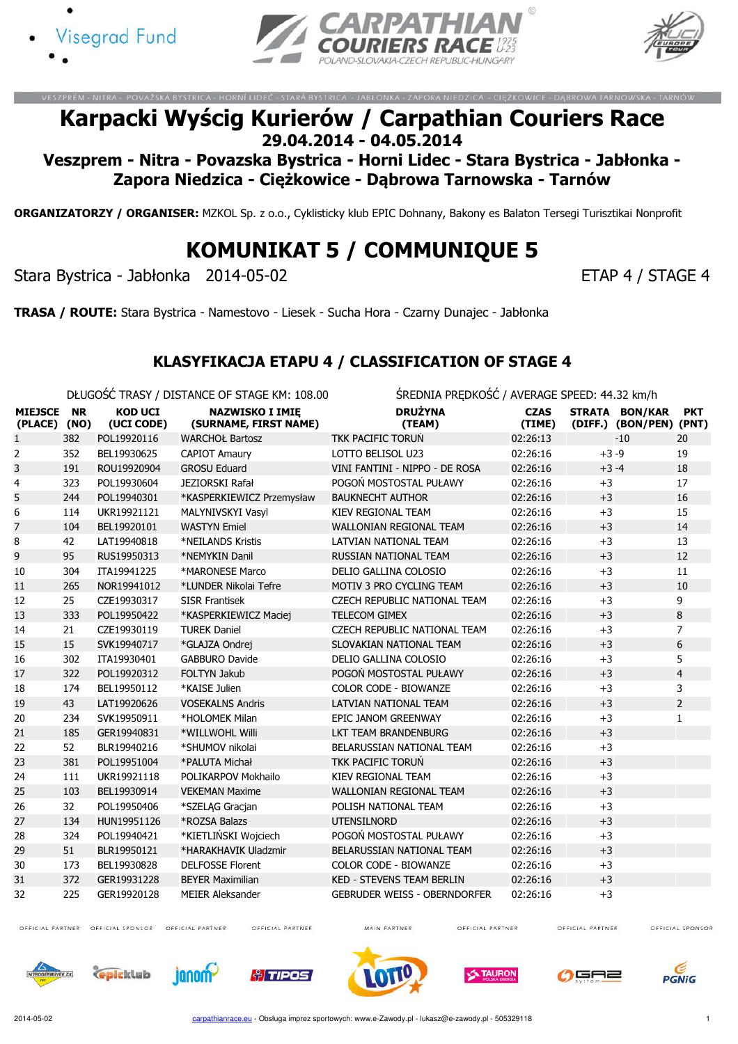# Karpacki Wyścig Kurierów / Carpathian Couriers Race

**29.04.2014 - 04.05.2014**

**Veszprem - Nitra - Povazska Bystrica - Horni Lidec - Stara Bystrica - Jabłonka - Zapora Niedzica - Ciężkowice - Dąbrowa Tarnowska - Tarnów**

**ORGANIZATORZY / ORGANISER:** MZKOL Sp. z o.o., Cyklisticky klub EPIC Dohnany, Bakony es Balaton Tersegi Turisztikai Nonprofit

## KOMUNIKAT 5 / COMMUNIQUE 5

Stara Bystrica - Jabłonka 2014-05-02 ETAP 4 / STAGE 4

**TRASA / ROUTE:** Stara Bystrica - Namestovo - Liesek - Sucha Hora - Czarny Dunajec - Jabłonka

### KLASYFIKACJA ETAPU 4 / CLASSIFICATION OF STAGE 4

DŁUGOŚĆ TRASY / DISTANCE OF STAGE KM: 108.00 ŚREDNIA PRĘDKOŚĆ / AVERAGE SPEED: 44.32 km/h

| MIEJSCE (PLACE) | NR (NO) | KOD UCI (UCI CODE) | NAZWISKO I IMIĘ (SURNAME, FIRST NAME) | DRUŻYNA (TEAM) | CZAS (TIME) | STRATA (DIFF.) | BON/KAR (BON/PEN) | PKT (PNT) |
|---|---|---|---|---|---|---|---|---|
| 1 | 382 | POL19920116 | WARCHOŁ Bartosz | TKK PACIFIC TORUŃ | 02:26:13 | | -10 | 20 |
| 2 | 352 | BEL19930625 | CAPIOT Amaury | LOTTO BELISOL U23 | 02:26:16 | +3 | -9 | 19 |
| 3 | 191 | ROU19920904 | GROSU Eduard | VINI FANTINI - NIPPO - DE ROSA | 02:26:16 | +3 | -4 | 18 |
| 4 | 323 | POL19930604 | JEZIORSKI Rafał | POGOŃ MOSTOSTAL PUŁAWY | 02:26:16 | +3 | | 17 |
| 5 | 244 | POL19940301 | *KASPERKIEWICZ Przemysław | BAUKNECHT AUTHOR | 02:26:16 | +3 | | 16 |
| 6 | 114 | UKR19921121 | MALYNIVSKYI Vasyl | KIEV REGIONAL TEAM | 02:26:16 | +3 | | 15 |
| 7 | 104 | BEL19920101 | WASTYN Emiel | WALLONIAN REGIONAL TEAM | 02:26:16 | +3 | | 14 |
| 8 | 42 | LAT19940818 | *NEILANDS Kristis | LATVIAN NATIONAL TEAM | 02:26:16 | +3 | | 13 |
| 9 | 95 | RUS19950313 | *NEMYKIN Danil | RUSSIAN NATIONAL TEAM | 02:26:16 | +3 | | 12 |
| 10 | 304 | ITA19941225 | *MARONESE Marco | DELIO GALLINA COLOSIO | 02:26:16 | +3 | | 11 |
| 11 | 265 | NOR19941012 | *LUNDER Nikolai Tefre | MOTIV 3 PRO CYCLING TEAM | 02:26:16 | +3 | | 10 |
| 12 | 25 | CZE19930317 | SISR Frantisek | CZECH REPUBLIC NATIONAL TEAM | 02:26:16 | +3 | | 9 |
| 13 | 333 | POL19950422 | *KASPERKIEWICZ Maciej | TELECOM GIMEX | 02:26:16 | +3 | | 8 |
| 14 | 21 | CZE19930119 | TUREK Daniel | CZECH REPUBLIC NATIONAL TEAM | 02:26:16 | +3 | | 7 |
| 15 | 15 | SVK19940717 | *GLAJZA Ondrej | SLOVAKIAN NATIONAL TEAM | 02:26:16 | +3 | | 6 |
| 16 | 302 | ITA19930401 | GABBURO Davide | DELIO GALLINA COLOSIO | 02:26:16 | +3 | | 5 |
| 17 | 322 | POL19920312 | FOLTYN Jakub | POGOŃ MOSTOSTAL PUŁAWY | 02:26:16 | +3 | | 4 |
| 18 | 174 | BEL19950112 | *KAISE Julien | COLOR CODE - BIOWANZE | 02:26:16 | +3 | | 3 |
| 19 | 43 | LAT19920626 | VOSEKALNS Andris | LATVIAN NATIONAL TEAM | 02:26:16 | +3 | | 2 |
| 20 | 234 | SVK19950911 | *HOLOMEK Milan | EPIC JANOM GREENWAY | 02:26:16 | +3 | | 1 |
| 21 | 185 | GER19940831 | *WILLWOHL Willi | LKT TEAM BRANDENBURG | 02:26:16 | +3 | | |
| 22 | 52 | BLR19940216 | *SHUMOV nikolai | BELARUSSIAN NATIONAL TEAM | 02:26:16 | +3 | | |
| 23 | 381 | POL19951004 | *PALUTA Michał | TKK PACIFIC TORUŃ | 02:26:16 | +3 | | |
| 24 | 111 | UKR19921118 | POLIKARPOV Mokhailo | KIEV REGIONAL TEAM | 02:26:16 | +3 | | |
| 25 | 103 | BEL19930914 | VEKEMAN Maxime | WALLONIAN REGIONAL TEAM | 02:26:16 | +3 | | |
| 26 | 32 | POL19950406 | *SZELĄG Gracjan | POLISH NATIONAL TEAM | 02:26:16 | +3 | | |
| 27 | 134 | HUN19951126 | *ROZSA Balazs | UTENSILNORD | 02:26:16 | +3 | | |
| 28 | 324 | POL19940421 | *KIETLIŃSKI Wojciech | POGOŃ MOSTOSTAL PUŁAWY | 02:26:16 | +3 | | |
| 29 | 51 | BLR19950121 | *HARAKHAVIK Uladzmir | BELARUSSIAN NATIONAL TEAM | 02:26:16 | +3 | | |
| 30 | 173 | BEL19930828 | DELFOSSE Florent | COLOR CODE - BIOWANZE | 02:26:16 | +3 | | |
| 31 | 372 | GER19931228 | BEYER Maximilian | KED - STEVENS TEAM BERLIN | 02:26:16 | +3 | | |
| 32 | 225 | GER19920128 | MEIER Aleksander | GEBRUDER WEISS - OBERNDORFER | 02:26:16 | +3 | | |

2014-05-02 carpathianrace.eu - Obsługa imprez sportowych: www.e-Zawody.pl - lukasz@e-zawody.pl - 505329118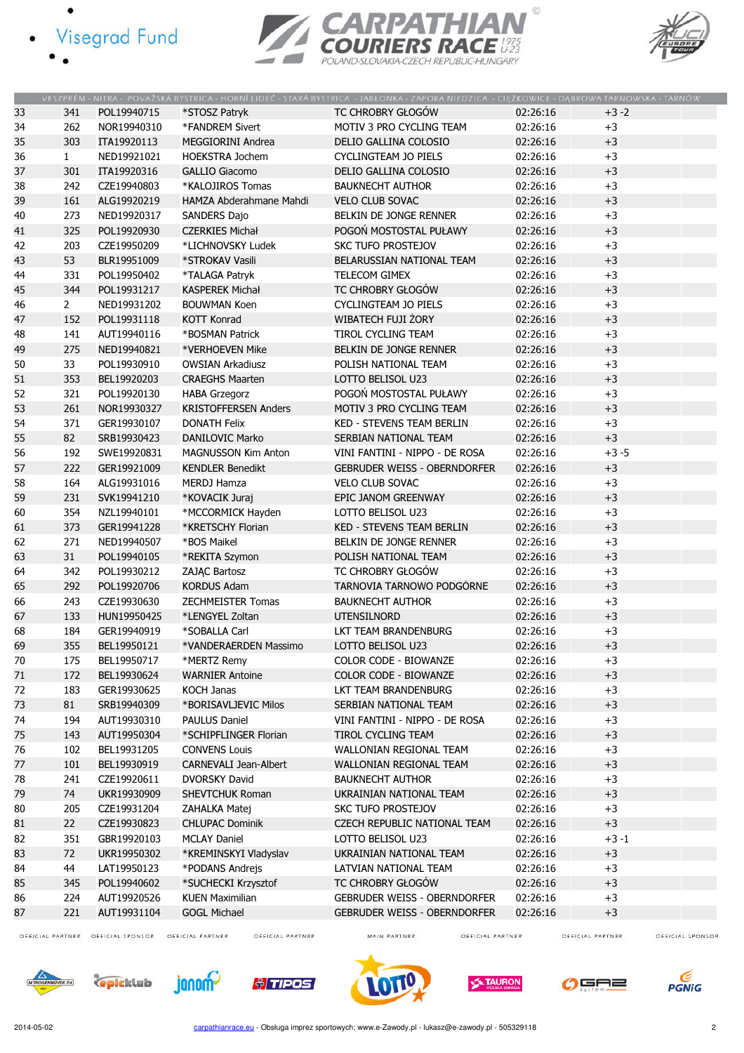VESZPRÉM - NITRA - POVAŽSKÁ BYSTRICA - HORNÍ LIDEČ - STARÁ BYSTRICA - JABŁONKA - ZAPORA NIEDZICA - CIĘŻKOWICE - DĄBROWA TARNOWSKA - TARNÓW

| | | | | | | |
|---|---|---|---|---|---|---|
| 33 | 341 | POL19940715 | *STOSZ Patryk | TC CHROBRY GŁOGÓW | 02:26:16 | +3 -2 |
| 34 | 262 | NOR19940310 | *FANDREM Sivert | MOTIV 3 PRO CYCLING TEAM | 02:26:16 | +3 |
| 35 | 303 | ITA19920113 | MEGGIORINI Andrea | DELIO GALLINA COLOSIO | 02:26:16 | +3 |
| 36 | 1 | NED19921021 | HOEKSTRA Jochem | CYCLINGTEAM JO PIELS | 02:26:16 | +3 |
| 37 | 301 | ITA19920316 | GALLIO Giacomo | DELIO GALLINA COLOSIO | 02:26:16 | +3 |
| 38 | 242 | CZE19940803 | *KALOJIROS Tomas | BAUKNECHT AUTHOR | 02:26:16 | +3 |
| 39 | 161 | ALG19920219 | HAMZA Abderahmane Mahdi | VELO CLUB SOVAC | 02:26:16 | +3 |
| 40 | 273 | NED19920317 | SANDERS Dajo | BELKIN DE JONGE RENNER | 02:26:16 | +3 |
| 41 | 325 | POL19920930 | CZERKIES Michał | POGOŃ MOSTOSTAL PUŁAWY | 02:26:16 | +3 |
| 42 | 203 | CZE19950209 | *LICHNOVSKY Ludek | SKC TUFO PROSTEJOV | 02:26:16 | +3 |
| 43 | 53 | BLR19951009 | *STROKAV Vasili | BELARUSSIAN NATIONAL TEAM | 02:26:16 | +3 |
| 44 | 331 | POL19950402 | *TALAGA Patryk | TELECOM GIMEX | 02:26:16 | +3 |
| 45 | 344 | POL19931217 | KASPEREK Michał | TC CHROBRY GŁOGÓW | 02:26:16 | +3 |
| 46 | 2 | NED19931202 | BOUWMAN Koen | CYCLINGTEAM JO PIELS | 02:26:16 | +3 |
| 47 | 152 | POL19931118 | KOTT Konrad | WIBATECH FUJI ŻORY | 02:26:16 | +3 |
| 48 | 141 | AUT19940116 | *BOSMAN Patrick | TIROL CYCLING TEAM | 02:26:16 | +3 |
| 49 | 275 | NED19940821 | *VERHOEVEN Mike | BELKIN DE JONGE RENNER | 02:26:16 | +3 |
| 50 | 33 | POL19930910 | OWSIAN Arkadiusz | POLISH NATIONAL TEAM | 02:26:16 | +3 |
| 51 | 353 | BEL19920203 | CRAEGHS Maarten | LOTTO BELISOL U23 | 02:26:16 | +3 |
| 52 | 321 | POL19920130 | HABA Grzegorz | POGOŃ MOSTOSTAL PUŁAWY | 02:26:16 | +3 |
| 53 | 261 | NOR19930327 | KRISTOFFERSEN Anders | MOTIV 3 PRO CYCLING TEAM | 02:26:16 | +3 |
| 54 | 371 | GER19930107 | DONATH Felix | KED - STEVENS TEAM BERLIN | 02:26:16 | +3 |
| 55 | 82 | SRB19930423 | DANILOVIC Marko | SERBIAN NATIONAL TEAM | 02:26:16 | +3 |
| 56 | 192 | SWE19920831 | MAGNUSSON Kim Anton | VINI FANTINI - NIPPO - DE ROSA | 02:26:16 | +3 -5 |
| 57 | 222 | GER19921009 | KENDLER Benedikt | GEBRUDER WEISS - OBERNDORFER | 02:26:16 | +3 |
| 58 | 164 | ALG19931016 | MERDJ Hamza | VELO CLUB SOVAC | 02:26:16 | +3 |
| 59 | 231 | SVK19941210 | *KOVACIK Juraj | EPIC JANOM GREENWAY | 02:26:16 | +3 |
| 60 | 354 | NZL19940101 | *MCCORMICK Hayden | LOTTO BELISOL U23 | 02:26:16 | +3 |
| 61 | 373 | GER19941228 | *KRETSCHY Florian | KED - STEVENS TEAM BERLIN | 02:26:16 | +3 |
| 62 | 271 | NED19940507 | *BOS Maikel | BELKIN DE JONGE RENNER | 02:26:16 | +3 |
| 63 | 31 | POL19940105 | *REKITA Szymon | POLISH NATIONAL TEAM | 02:26:16 | +3 |
| 64 | 342 | POL19930212 | ZAJĄC Bartosz | TC CHROBRY GŁOGÓW | 02:26:16 | +3 |
| 65 | 292 | POL19920706 | KORDUS Adam | TARNOVIA TARNOWO PODGÓRNE | 02:26:16 | +3 |
| 66 | 243 | CZE19930630 | ZECHMEISTER Tomas | BAUKNECHT AUTHOR | 02:26:16 | +3 |
| 67 | 133 | HUN19950425 | *LENGYEL Zoltan | UTENSILNORD | 02:26:16 | +3 |
| 68 | 184 | GER19940919 | *SOBALLA Carl | LKT TEAM BRANDENBURG | 02:26:16 | +3 |
| 69 | 355 | BEL19950121 | *VANDERAERDEN Massimo | LOTTO BELISOL U23 | 02:26:16 | +3 |
| 70 | 175 | BEL19950717 | *MERTZ Remy | COLOR CODE - BIOWANZE | 02:26:16 | +3 |
| 71 | 172 | BEL19930624 | WARNIER Antoine | COLOR CODE - BIOWANZE | 02:26:16 | +3 |
| 72 | 183 | GER19930625 | KOCH Janas | LKT TEAM BRANDENBURG | 02:26:16 | +3 |
| 73 | 81 | SRB19940309 | *BORISAVLJEVIC Milos | SERBIAN NATIONAL TEAM | 02:26:16 | +3 |
| 74 | 194 | AUT19930310 | PAULUS Daniel | VINI FANTINI - NIPPO - DE ROSA | 02:26:16 | +3 |
| 75 | 143 | AUT19950304 | *SCHIPFLINGER Florian | TIROL CYCLING TEAM | 02:26:16 | +3 |
| 76 | 102 | BEL19931205 | CONVENS Louis | WALLONIAN REGIONAL TEAM | 02:26:16 | +3 |
| 77 | 101 | BEL19930919 | CARNEVALI Jean-Albert | WALLONIAN REGIONAL TEAM | 02:26:16 | +3 |
| 78 | 241 | CZE19920611 | DVORSKY David | BAUKNECHT AUTHOR | 02:26:16 | +3 |
| 79 | 74 | UKR19930909 | SHEVTCHUK Roman | UKRAINIAN NATIONAL TEAM | 02:26:16 | +3 |
| 80 | 205 | CZE19931204 | ZAHALKA Matej | SKC TUFO PROSTEJOV | 02:26:16 | +3 |
| 81 | 22 | CZE19930823 | CHLUPAC Dominik | CZECH REPUBLIC NATIONAL TEAM | 02:26:16 | +3 |
| 82 | 351 | GBR19920103 | MCLAY Daniel | LOTTO BELISOL U23 | 02:26:16 | +3 -1 |
| 83 | 72 | UKR19950302 | *KREMINSKYI Vladyslav | UKRAINIAN NATIONAL TEAM | 02:26:16 | +3 |
| 84 | 44 | LAT19950123 | *PODANS Andrejs | LATVIAN NATIONAL TEAM | 02:26:16 | +3 |
| 85 | 345 | POL19940602 | *SUCHECKI Krzysztof | TC CHROBRY GŁOGÓW | 02:26:16 | +3 |
| 86 | 224 | AUT19920526 | KUEN Maximilian | GEBRUDER WEISS - OBERNDORFER | 02:26:16 | +3 |
| 87 | 221 | AUT19931104 | GOGL Michael | GEBRUDER WEISS - OBERNDORFER | 02:26:16 | +3 |

OFFICIAL PARTNER · OFFICIAL SPONSOR · OFFICIAL PARTNER · OFFICIAL PARTNER · MAIN PARTNER · OFFICIAL PARTNER · OFFICIAL PARTNER · OFFICIAL SPONSOR

2014-05-02 · carpathianrace.eu - Obsługa imprez sportowych: www.e-Zawody.pl - lukasz@e-zawody.pl - 505329118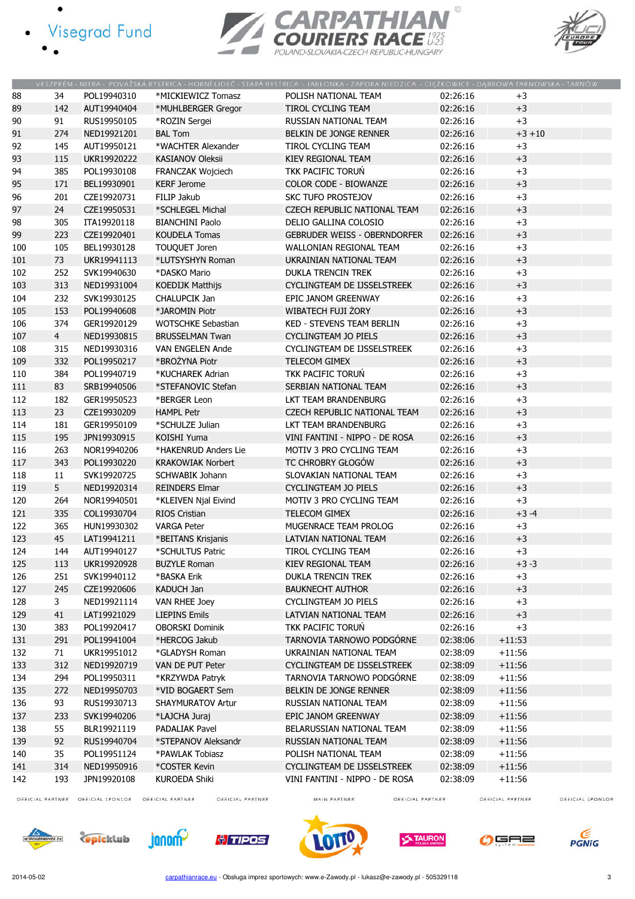VESZPRÉM - NITRA - POVAŽSKÁ BYSTRICA - HORNÍ LIDEČ - STARÁ BYSTRICA - JABŁONKA - ZAPORA NIEDZICA - CIĘŻKOWICE - DĄBROWA TARNOWSKA - TARNÓW

| | | | | | | | |
|---|---|---|---|---|---|---|---|
| 88 | 34 | POL19940310 | *MICKIEWICZ Tomasz | POLISH NATIONAL TEAM | 02:26:16 | +3 | |
| 89 | 142 | AUT19940404 | *MUHLBERGER Gregor | TIROL CYCLING TEAM | 02:26:16 | +3 | |
| 90 | 91 | RUS19950105 | *ROZIN Sergei | RUSSIAN NATIONAL TEAM | 02:26:16 | +3 | |
| 91 | 274 | NED19921201 | BAL Tom | BELKIN DE JONGE RENNER | 02:26:16 | +3 +10 | |
| 92 | 145 | AUT19950121 | *WACHTER Alexander | TIROL CYCLING TEAM | 02:26:16 | +3 | |
| 93 | 115 | UKR19920222 | KASIANOV Oleksii | KIEV REGIONAL TEAM | 02:26:16 | +3 | |
| 94 | 385 | POL19930108 | FRANCZAK Wojciech | TKK PACIFIC TORUŃ | 02:26:16 | +3 | |
| 95 | 171 | BEL19930901 | KERF Jerome | COLOR CODE - BIOWANZE | 02:26:16 | +3 | |
| 96 | 201 | CZE19920731 | FILIP Jakub | SKC TUFO PROSTEJOV | 02:26:16 | +3 | |
| 97 | 24 | CZE19950531 | *SCHLEGEL Michal | CZECH REPUBLIC NATIONAL TEAM | 02:26:16 | +3 | |
| 98 | 305 | ITA19920118 | BIANCHINI Paolo | DELIO GALLINA COLOSIO | 02:26:16 | +3 | |
| 99 | 223 | CZE19920401 | KOUDELA Tomas | GEBRUDER WEISS - OBERNDORFER | 02:26:16 | +3 | |
| 100 | 105 | BEL19930128 | TOUQUET Joren | WALLONIAN REGIONAL TEAM | 02:26:16 | +3 | |
| 101 | 73 | UKR19941113 | *LUTSYSHYN Roman | UKRAINIAN NATIONAL TEAM | 02:26:16 | +3 | |
| 102 | 252 | SVK19940630 | *DASKO Mario | DUKLA TRENCIN TREK | 02:26:16 | +3 | |
| 103 | 313 | NED19931004 | KOEDIJK Matthijs | CYCLINGTEAM DE IJSSELSTREEK | 02:26:16 | +3 | |
| 104 | 232 | SVK19930125 | CHALUPCIK Jan | EPIC JANOM GREENWAY | 02:26:16 | +3 | |
| 105 | 153 | POL19940608 | *JAROMIN Piotr | WIBATECH FUJI ŻORY | 02:26:16 | +3 | |
| 106 | 374 | GER19920129 | WOTSCHKE Sebastian | KED - STEVENS TEAM BERLIN | 02:26:16 | +3 | |
| 107 | 4 | NED19930815 | BRUSSELMAN Twan | CYCLINGTEAM JO PIELS | 02:26:16 | +3 | |
| 108 | 315 | NED19930316 | VAN ENGELEN Ande | CYCLINGTEAM DE IJSSELSTREEK | 02:26:16 | +3 | |
| 109 | 332 | POL19950217 | *BROŻYNA Piotr | TELECOM GIMEX | 02:26:16 | +3 | |
| 110 | 384 | POL19940719 | *KUCHAREK Adrian | TKK PACIFIC TORUŃ | 02:26:16 | +3 | |
| 111 | 83 | SRB19940506 | *STEFANOVIC Stefan | SERBIAN NATIONAL TEAM | 02:26:16 | +3 | |
| 112 | 182 | GER19950523 | *BERGER Leon | LKT TEAM BRANDENBURG | 02:26:16 | +3 | |
| 113 | 23 | CZE19930209 | HAMPL Petr | CZECH REPUBLIC NATIONAL TEAM | 02:26:16 | +3 | |
| 114 | 181 | GER19950109 | *SCHULZE Julian | LKT TEAM BRANDENBURG | 02:26:16 | +3 | |
| 115 | 195 | JPN19930915 | KOISHI Yuma | VINI FANTINI - NIPPO - DE ROSA | 02:26:16 | +3 | |
| 116 | 263 | NOR19940206 | *HAKENRUD Anders Lie | MOTIV 3 PRO CYCLING TEAM | 02:26:16 | +3 | |
| 117 | 343 | POL19930220 | KRAKOWIAK Norbert | TC CHROBRY GŁOGÓW | 02:26:16 | +3 | |
| 118 | 11 | SVK19920725 | SCHWABIK Johann | SLOVAKIAN NATIONAL TEAM | 02:26:16 | +3 | |
| 119 | 5 | NED19920314 | REINDERS Elmar | CYCLINGTEAM JO PIELS | 02:26:16 | +3 | |
| 120 | 264 | NOR19940501 | *KLEIVEN Njal Eivind | MOTIV 3 PRO CYCLING TEAM | 02:26:16 | +3 | |
| 121 | 335 | COL19930704 | RIOS Cristian | TELECOM GIMEX | 02:26:16 | +3 -4 | |
| 122 | 365 | HUN19930302 | VARGA Peter | MUGENRACE TEAM PROLOG | 02:26:16 | +3 | |
| 123 | 45 | LAT19941211 | *BEITANS Krisjanis | LATVIAN NATIONAL TEAM | 02:26:16 | +3 | |
| 124 | 144 | AUT19940127 | *SCHULTUS Patric | TIROL CYCLING TEAM | 02:26:16 | +3 | |
| 125 | 113 | UKR19920928 | BUZYLE Roman | KIEV REGIONAL TEAM | 02:26:16 | +3 -3 | |
| 126 | 251 | SVK19940112 | *BASKA Erik | DUKLA TRENCIN TREK | 02:26:16 | +3 | |
| 127 | 245 | CZE19920606 | KADUCH Jan | BAUKNECHT AUTHOR | 02:26:16 | +3 | |
| 128 | 3 | NED19921114 | VAN RHEE Joey | CYCLINGTEAM JO PIELS | 02:26:16 | +3 | |
| 129 | 41 | LAT19921029 | LIEPINS Emils | LATVIAN NATIONAL TEAM | 02:26:16 | +3 | |
| 130 | 383 | POL19920417 | OBORSKI Dominik | TKK PACIFIC TORUŃ | 02:26:16 | +3 | |
| 131 | 291 | POL19941004 | *HERCOG Jakub | TARNOVIA TARNOWO PODGÓRNE | 02:38:06 | +11:53 | |
| 132 | 71 | UKR19951012 | *GLADYSH Roman | UKRAINIAN NATIONAL TEAM | 02:38:09 | +11:56 | |
| 133 | 312 | NED19920719 | VAN DE PUT Peter | CYCLINGTEAM DE IJSSELSTREEK | 02:38:09 | +11:56 | |
| 134 | 294 | POL19950311 | *KRZYWDA Patryk | TARNOVIA TARNOWO PODGÓRNE | 02:38:09 | +11:56 | |
| 135 | 272 | NED19950703 | *VID BOGAERT Sem | BELKIN DE JONGE RENNER | 02:38:09 | +11:56 | |
| 136 | 93 | RUS19930713 | SHAYMURATOV Artur | RUSSIAN NATIONAL TEAM | 02:38:09 | +11:56 | |
| 137 | 233 | SVK19940206 | *LAJCHA Juraj | EPIC JANOM GREENWAY | 02:38:09 | +11:56 | |
| 138 | 55 | BLR19921119 | PADALIAK Pavel | BELARUSSIAN NATIONAL TEAM | 02:38:09 | +11:56 | |
| 139 | 92 | RUS19940704 | *STEPANOV Aleksandr | RUSSIAN NATIONAL TEAM | 02:38:09 | +11:56 | |
| 140 | 35 | POL19951124 | *PAWLAK Tobiasz | POLISH NATIONAL TEAM | 02:38:09 | +11:56 | |
| 141 | 314 | NED19950916 | *COSTER Kevin | CYCLINGTEAM DE IJSSELSTREEK | 02:38:09 | +11:56 | |
| 142 | 193 | JPN19920108 | KUROEDA Shiki | VINI FANTINI - NIPPO - DE ROSA | 02:38:09 | +11:56 | |

OFFICIAL PARTNER · OFFICIAL SPONSOR · OFFICIAL PARTNER · OFFICIAL PARTNER · MAIN PARTNER · OFFICIAL PARTNER · OFFICIAL PARTNER · OFFICIAL SPONSOR

2014-05-02 carpathianrace.eu - Obsługa imprez sportowych: www.e-Zawody.pl - lukasz@e-zawody.pl - 505329118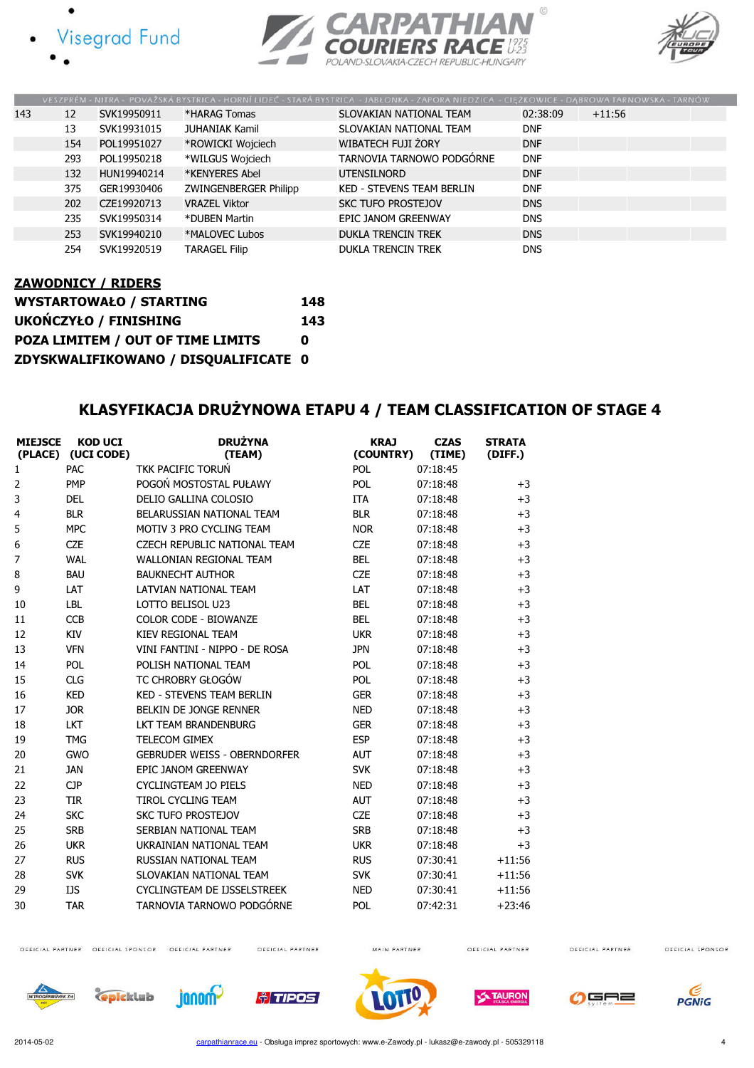VESZPRÉM - NITRA - POVAŽSKÁ BYSTRICA - HORNÍ LIDEČ - STARÁ BYSTRICA - JABŁONKA - ZAPORA NIEDZICA - CIĘŻKOWICE - DĄBROWA TARNOWSKA - TARNÓW

| | | | | | | |
|---|---|---|---|---|---|---|
| 143 | 12 | SVK19950911 | *HARAG Tomas | SLOVAKIAN NATIONAL TEAM | 02:38:09 | +11:56 |
| | 13 | SVK19931015 | JUHANIAK Kamil | SLOVAKIAN NATIONAL TEAM | DNF | |
| | 154 | POL19951027 | *ROWICKI Wojciech | WIBATECH FUJI ŻORY | DNF | |
| | 293 | POL19950218 | *WILGUS Wojciech | TARNOVIA TARNOWO PODGÓRNE | DNF | |
| | 132 | HUN19940214 | *KENYERES Abel | UTENSILNORD | DNF | |
| | 375 | GER19930406 | ZWINGENBERGER Philipp | KED - STEVENS TEAM BERLIN | DNF | |
| | 202 | CZE19920713 | VRAZEL Viktor | SKC TUFO PROSTEJOV | DNS | |
| | 235 | SVK19950314 | *DUBEN Martin | EPIC JANOM GREENWAY | DNS | |
| | 253 | SVK19940210 | *MALOVEC Lubos | DUKLA TRENCIN TREK | DNS | |
| | 254 | SVK19920519 | TARAGEL Filip | DUKLA TRENCIN TREK | DNS | |

**ZAWODNICY / RIDERS**

| | |
|---|---|
| **WYSTARTOWAŁO / STARTING** | **148** |
| **UKOŃCZYŁO / FINISHING** | **143** |
| **POZA LIMITEM / OUT OF TIME LIMITS** | **0** |
| **ZDYSKWALIFIKOWANO / DISQUALIFICATE** | **0** |

## KLASYFIKACJA DRUŻYNOWA ETAPU 4 / TEAM CLASSIFICATION OF STAGE 4

| MIEJSCE (PLACE) | KOD UCI (UCI CODE) | DRUŻYNA (TEAM) | KRAJ (COUNTRY) | CZAS (TIME) | STRATA (DIFF.) |
|---|---|---|---|---|---|
| 1 | PAC | TKK PACIFIC TORUŃ | POL | 07:18:45 | |
| 2 | PMP | POGOŃ MOSTOSTAL PUŁAWY | POL | 07:18:48 | +3 |
| 3 | DEL | DELIO GALLINA COLOSIO | ITA | 07:18:48 | +3 |
| 4 | BLR | BELARUSSIAN NATIONAL TEAM | BLR | 07:18:48 | +3 |
| 5 | MPC | MOTIV 3 PRO CYCLING TEAM | NOR | 07:18:48 | +3 |
| 6 | CZE | CZECH REPUBLIC NATIONAL TEAM | CZE | 07:18:48 | +3 |
| 7 | WAL | WALLONIAN REGIONAL TEAM | BEL | 07:18:48 | +3 |
| 8 | BAU | BAUKNECHT AUTHOR | CZE | 07:18:48 | +3 |
| 9 | LAT | LATVIAN NATIONAL TEAM | LAT | 07:18:48 | +3 |
| 10 | LBL | LOTTO BELISOL U23 | BEL | 07:18:48 | +3 |
| 11 | CCB | COLOR CODE - BIOWANZE | BEL | 07:18:48 | +3 |
| 12 | KIV | KIEV REGIONAL TEAM | UKR | 07:18:48 | +3 |
| 13 | VFN | VINI FANTINI - NIPPO - DE ROSA | JPN | 07:18:48 | +3 |
| 14 | POL | POLISH NATIONAL TEAM | POL | 07:18:48 | +3 |
| 15 | CLG | TC CHROBRY GŁOGÓW | POL | 07:18:48 | +3 |
| 16 | KED | KED - STEVENS TEAM BERLIN | GER | 07:18:48 | +3 |
| 17 | JOR | BELKIN DE JONGE RENNER | NED | 07:18:48 | +3 |
| 18 | LKT | LKT TEAM BRANDENBURG | GER | 07:18:48 | +3 |
| 19 | TMG | TELECOM GIMEX | ESP | 07:18:48 | +3 |
| 20 | GWO | GEBRUDER WEISS - OBERNDORFER | AUT | 07:18:48 | +3 |
| 21 | JAN | EPIC JANOM GREENWAY | SVK | 07:18:48 | +3 |
| 22 | CJP | CYCLINGTEAM JO PIELS | NED | 07:18:48 | +3 |
| 23 | TIR | TIROL CYCLING TEAM | AUT | 07:18:48 | +3 |
| 24 | SKC | SKC TUFO PROSTEJOV | CZE | 07:18:48 | +3 |
| 25 | SRB | SERBIAN NATIONAL TEAM | SRB | 07:18:48 | +3 |
| 26 | UKR | UKRAINIAN NATIONAL TEAM | UKR | 07:18:48 | +3 |
| 27 | RUS | RUSSIAN NATIONAL TEAM | RUS | 07:30:41 | +11:56 |
| 28 | SVK | SLOVAKIAN NATIONAL TEAM | SVK | 07:30:41 | +11:56 |
| 29 | IJS | CYCLINGTEAM DE IJSSELSTREEK | NED | 07:30:41 | +11:56 |
| 30 | TAR | TARNOVIA TARNOWO PODGÓRNE | POL | 07:42:31 | +23:46 |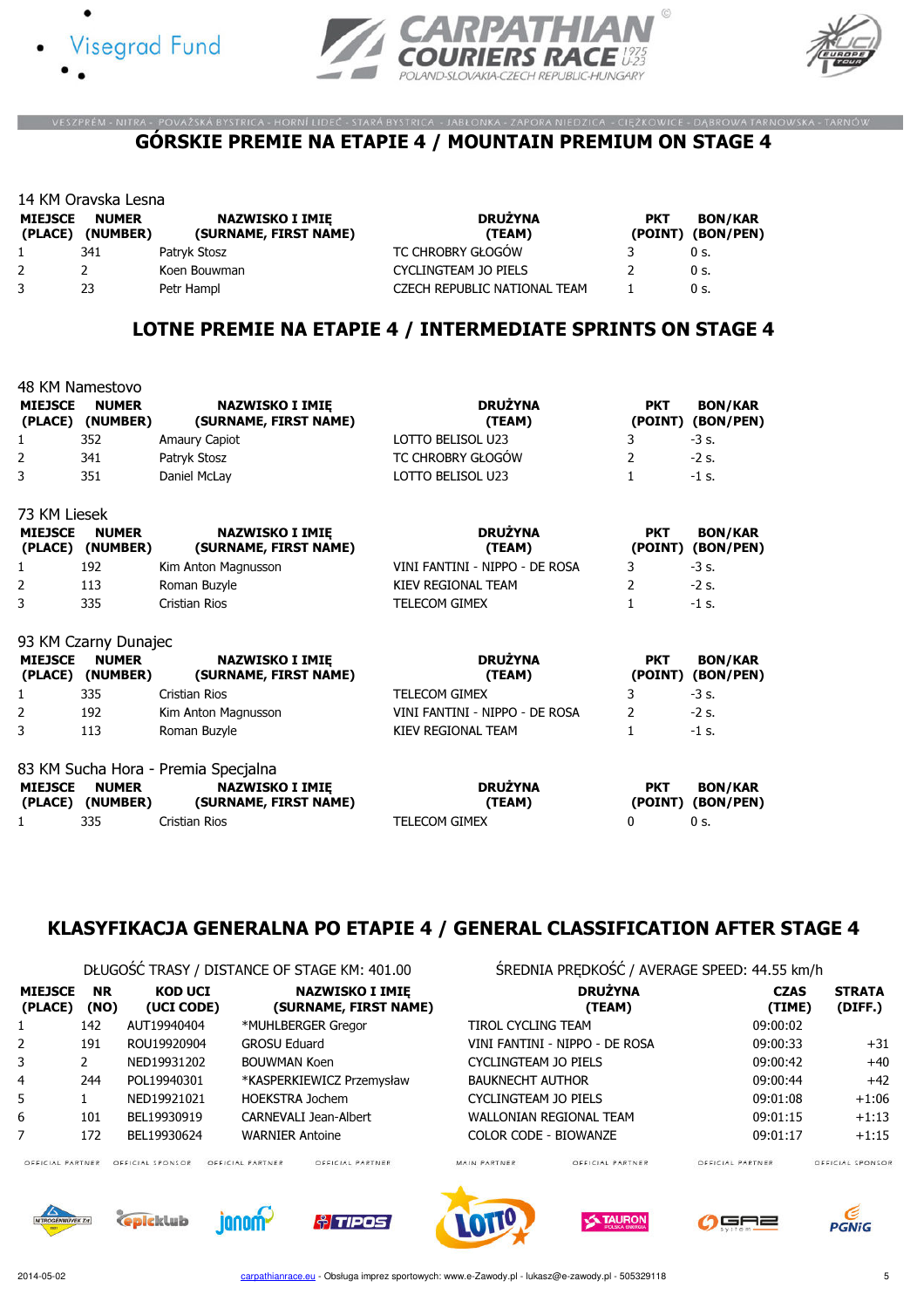VESZPRÉM - NITRA - POVAŽSKÁ BYSTRICA - HORNÍ LIDEČ - STARÁ BYSTRICA - JABŁONKA - ZAPORA NIEDZICA - CIĘŻKOWICE - DĄBROWA TARNOWSKA - TARNÓW

## GÓRSKIE PREMIE NA ETAPIE 4 / MOUNTAIN PREMIUM ON STAGE 4

14 KM Oravska Lesna

| MIEJSCE (PLACE) | NUMER (NUMBER) | NAZWISKO I IMIĘ (SURNAME, FIRST NAME) | DRUŻYNA (TEAM) | PKT (POINT) | BON/KAR (BON/PEN) |
|---|---|---|---|---|---|
| 1 | 341 | Patryk Stosz | TC CHROBRY GŁOGÓW | 3 | 0 s. |
| 2 | 2 | Koen Bouwman | CYCLINGTEAM JO PIELS | 2 | 0 s. |
| 3 | 23 | Petr Hampl | CZECH REPUBLIC NATIONAL TEAM | 1 | 0 s. |

## LOTNE PREMIE NA ETAPIE 4 / INTERMEDIATE SPRINTS ON STAGE 4

48 KM Namestovo

| MIEJSCE (PLACE) | NUMER (NUMBER) | NAZWISKO I IMIĘ (SURNAME, FIRST NAME) | DRUŻYNA (TEAM) | PKT (POINT) | BON/KAR (BON/PEN) |
|---|---|---|---|---|---|
| 1 | 352 | Amaury Capiot | LOTTO BELISOL U23 | 3 | -3 s. |
| 2 | 341 | Patryk Stosz | TC CHROBRY GŁOGÓW | 2 | -2 s. |
| 3 | 351 | Daniel McLay | LOTTO BELISOL U23 | 1 | -1 s. |

73 KM Liesek

| MIEJSCE (PLACE) | NUMER (NUMBER) | NAZWISKO I IMIĘ (SURNAME, FIRST NAME) | DRUŻYNA (TEAM) | PKT (POINT) | BON/KAR (BON/PEN) |
|---|---|---|---|---|---|
| 1 | 192 | Kim Anton Magnusson | VINI FANTINI - NIPPO - DE ROSA | 3 | -3 s. |
| 2 | 113 | Roman Buzyle | KIEV REGIONAL TEAM | 2 | -2 s. |
| 3 | 335 | Cristian Rios | TELECOM GIMEX | 1 | -1 s. |

93 KM Czarny Dunajec

| MIEJSCE (PLACE) | NUMER (NUMBER) | NAZWISKO I IMIĘ (SURNAME, FIRST NAME) | DRUŻYNA (TEAM) | PKT (POINT) | BON/KAR (BON/PEN) |
|---|---|---|---|---|---|
| 1 | 335 | Cristian Rios | TELECOM GIMEX | 3 | -3 s. |
| 2 | 192 | Kim Anton Magnusson | VINI FANTINI - NIPPO - DE ROSA | 2 | -2 s. |
| 3 | 113 | Roman Buzyle | KIEV REGIONAL TEAM | 1 | -1 s. |

83 KM Sucha Hora - Premia Specjalna

| MIEJSCE (PLACE) | NUMER (NUMBER) | NAZWISKO I IMIĘ (SURNAME, FIRST NAME) | DRUŻYNA (TEAM) | PKT (POINT) | BON/KAR (BON/PEN) |
|---|---|---|---|---|---|
| 1 | 335 | Cristian Rios | TELECOM GIMEX | 0 | 0 s. |

## KLASYFIKACJA GENERALNA PO ETAPIE 4 / GENERAL CLASSIFICATION AFTER STAGE 4

DŁUGOŚĆ TRASY / DISTANCE OF STAGE KM: 401.00

ŚREDNIA PRĘDKOŚĆ / AVERAGE SPEED: 44.55 km/h

| MIEJSCE (PLACE) | NR (NO) | KOD UCI (UCI CODE) | NAZWISKO I IMIĘ (SURNAME, FIRST NAME) | DRUŻYNA (TEAM) | CZAS (TIME) | STRATA (DIFF.) |
|---|---|---|---|---|---|---|
| 1 | 142 | AUT19940404 | *MUHLBERGER Gregor | TIROL CYCLING TEAM | 09:00:02 | |
| 2 | 191 | ROU19920904 | GROSU Eduard | VINI FANTINI - NIPPO - DE ROSA | 09:00:33 | +31 |
| 3 | 2 | NED19931202 | BOUWMAN Koen | CYCLINGTEAM JO PIELS | 09:00:42 | +40 |
| 4 | 244 | POL19940301 | *KASPERKIEWICZ Przemysław | BAUKNECHT AUTHOR | 09:00:44 | +42 |
| 5 | 1 | NED19921021 | HOEKSTRA Jochem | CYCLINGTEAM JO PIELS | 09:01:08 | +1:06 |
| 6 | 101 | BEL19930919 | CARNEVALI Jean-Albert | WALLONIAN REGIONAL TEAM | 09:01:15 | +1:13 |
| 7 | 172 | BEL19930624 | WARNIER Antoine | COLOR CODE - BIOWANZE | 09:01:17 | +1:15 |

2014-05-02 carpathianrace.eu - Obsługa imprez sportowych: www.e-Zawody.pl - lukasz@e-zawody.pl - 505329118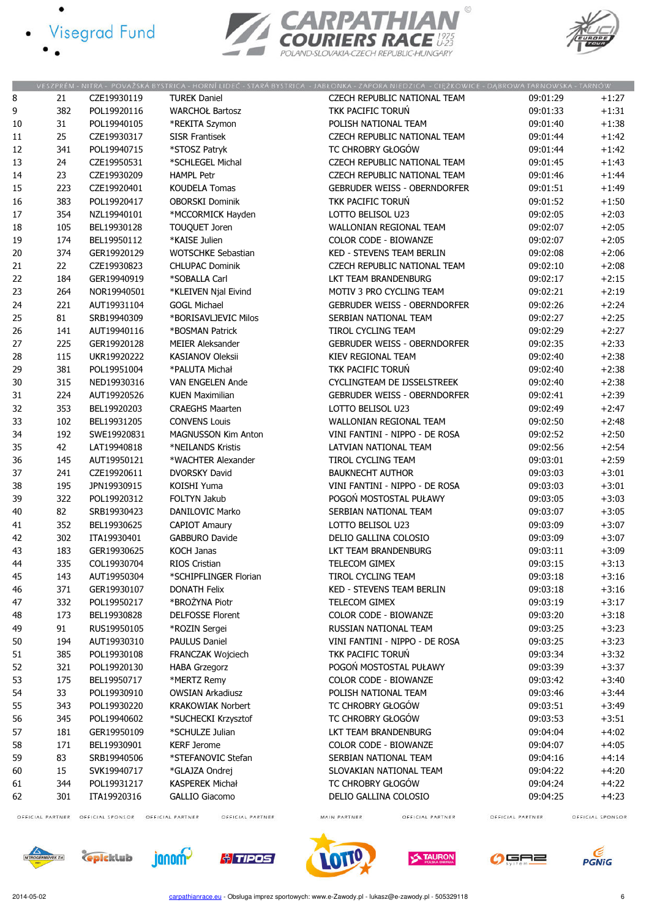| | | | | | | |
|---|---|---|---|---|---|---|
| 8 | 21 | CZE19930119 | TUREK Daniel | CZECH REPUBLIC NATIONAL TEAM | 09:01:29 | +1:27 |
| 9 | 382 | POL19920116 | WARCHOŁ Bartosz | TKK PACIFIC TORUŃ | 09:01:33 | +1:31 |
| 10 | 31 | POL19940105 | *REKITA Szymon | POLISH NATIONAL TEAM | 09:01:40 | +1:38 |
| 11 | 25 | CZE19930317 | SISR Frantisek | CZECH REPUBLIC NATIONAL TEAM | 09:01:44 | +1:42 |
| 12 | 341 | POL19940715 | *STOSZ Patryk | TC CHROBRY GŁOGÓW | 09:01:44 | +1:42 |
| 13 | 24 | CZE19950531 | *SCHLEGEL Michal | CZECH REPUBLIC NATIONAL TEAM | 09:01:45 | +1:43 |
| 14 | 23 | CZE19930209 | HAMPL Petr | CZECH REPUBLIC NATIONAL TEAM | 09:01:46 | +1:44 |
| 15 | 223 | CZE19920401 | KOUDELA Tomas | GEBRUDER WEISS - OBERNDORFER | 09:01:51 | +1:49 |
| 16 | 383 | POL19920417 | OBORSKI Dominik | TKK PACIFIC TORUŃ | 09:01:52 | +1:50 |
| 17 | 354 | NZL19940101 | *MCCORMICK Hayden | LOTTO BELISOL U23 | 09:02:05 | +2:03 |
| 18 | 105 | BEL19930128 | TOUQUET Joren | WALLONIAN REGIONAL TEAM | 09:02:07 | +2:05 |
| 19 | 174 | BEL19950112 | *KAISE Julien | COLOR CODE - BIOWANZE | 09:02:07 | +2:05 |
| 20 | 374 | GER19920129 | WOTSCHKE Sebastian | KED - STEVENS TEAM BERLIN | 09:02:08 | +2:06 |
| 21 | 22 | CZE19930823 | CHLUPAC Dominik | CZECH REPUBLIC NATIONAL TEAM | 09:02:10 | +2:08 |
| 22 | 184 | GER19940919 | *SOBALLA Carl | LKT TEAM BRANDENBURG | 09:02:17 | +2:15 |
| 23 | 264 | NOR19940501 | *KLEIVEN Njal Eivind | MOTIV 3 PRO CYCLING TEAM | 09:02:21 | +2:19 |
| 24 | 221 | AUT19931104 | GOGL Michael | GEBRUDER WEISS - OBERNDORFER | 09:02:26 | +2:24 |
| 25 | 81 | SRB19940309 | *BORISAVLJEVIC Milos | SERBIAN NATIONAL TEAM | 09:02:27 | +2:25 |
| 26 | 141 | AUT19940116 | *BOSMAN Patrick | TIROL CYCLING TEAM | 09:02:29 | +2:27 |
| 27 | 225 | GER19920128 | MEIER Aleksander | GEBRUDER WEISS - OBERNDORFER | 09:02:35 | +2:33 |
| 28 | 115 | UKR19920222 | KASIANOV Oleksii | KIEV REGIONAL TEAM | 09:02:40 | +2:38 |
| 29 | 381 | POL19951004 | *PALUTA Michał | TKK PACIFIC TORUŃ | 09:02:40 | +2:38 |
| 30 | 315 | NED19930316 | VAN ENGELEN Ande | CYCLINGTEAM DE IJSSELSTREEK | 09:02:40 | +2:38 |
| 31 | 224 | AUT19920526 | KUEN Maximilian | GEBRUDER WEISS - OBERNDORFER | 09:02:41 | +2:39 |
| 32 | 353 | BEL19920203 | CRAEGHS Maarten | LOTTO BELISOL U23 | 09:02:49 | +2:47 |
| 33 | 102 | BEL19931205 | CONVENS Louis | WALLONIAN REGIONAL TEAM | 09:02:50 | +2:48 |
| 34 | 192 | SWE19920831 | MAGNUSSON Kim Anton | VINI FANTINI - NIPPO - DE ROSA | 09:02:52 | +2:50 |
| 35 | 42 | LAT19940818 | *NEILANDS Kristis | LATVIAN NATIONAL TEAM | 09:02:56 | +2:54 |
| 36 | 145 | AUT19950121 | *WACHTER Alexander | TIROL CYCLING TEAM | 09:03:01 | +2:59 |
| 37 | 241 | CZE19920611 | DVORSKY David | BAUKNECHT AUTHOR | 09:03:03 | +3:01 |
| 38 | 195 | JPN19930915 | KOISHI Yuma | VINI FANTINI - NIPPO - DE ROSA | 09:03:03 | +3:01 |
| 39 | 322 | POL19920312 | FOLTYN Jakub | POGOŃ MOSTOSTAL PUŁAWY | 09:03:05 | +3:03 |
| 40 | 82 | SRB19930423 | DANILOVIC Marko | SERBIAN NATIONAL TEAM | 09:03:07 | +3:05 |
| 41 | 352 | BEL19930625 | CAPIOT Amaury | LOTTO BELISOL U23 | 09:03:09 | +3:07 |
| 42 | 302 | ITA19930401 | GABBURO Davide | DELIO GALLINA COLOSIO | 09:03:09 | +3:07 |
| 43 | 183 | GER19930625 | KOCH Janas | LKT TEAM BRANDENBURG | 09:03:11 | +3:09 |
| 44 | 335 | COL19930704 | RIOS Cristian | TELECOM GIMEX | 09:03:15 | +3:13 |
| 45 | 143 | AUT19950304 | *SCHIPFLINGER Florian | TIROL CYCLING TEAM | 09:03:18 | +3:16 |
| 46 | 371 | GER19930107 | DONATH Felix | KED - STEVENS TEAM BERLIN | 09:03:18 | +3:16 |
| 47 | 332 | POL19950217 | *BROŻYNA Piotr | TELECOM GIMEX | 09:03:19 | +3:17 |
| 48 | 173 | BEL19930828 | DELFOSSE Florent | COLOR CODE - BIOWANZE | 09:03:20 | +3:18 |
| 49 | 91 | RUS19950105 | *ROZIN Sergei | RUSSIAN NATIONAL TEAM | 09:03:25 | +3:23 |
| 50 | 194 | AUT19930310 | PAULUS Daniel | VINI FANTINI - NIPPO - DE ROSA | 09:03:25 | +3:23 |
| 51 | 385 | POL19930108 | FRANCZAK Wojciech | TKK PACIFIC TORUŃ | 09:03:34 | +3:32 |
| 52 | 321 | POL19920130 | HABA Grzegorz | POGOŃ MOSTOSTAL PUŁAWY | 09:03:39 | +3:37 |
| 53 | 175 | BEL19950717 | *MERTZ Remy | COLOR CODE - BIOWANZE | 09:03:42 | +3:40 |
| 54 | 33 | POL19930910 | OWSIAN Arkadiusz | POLISH NATIONAL TEAM | 09:03:46 | +3:44 |
| 55 | 343 | POL19930220 | KRAKOWIAK Norbert | TC CHROBRY GŁOGÓW | 09:03:51 | +3:49 |
| 56 | 345 | POL19940602 | *SUCHECKI Krzysztof | TC CHROBRY GŁOGÓW | 09:03:53 | +3:51 |
| 57 | 181 | GER19950109 | *SCHULZE Julian | LKT TEAM BRANDENBURG | 09:04:04 | +4:02 |
| 58 | 171 | BEL19930901 | KERF Jerome | COLOR CODE - BIOWANZE | 09:04:07 | +4:05 |
| 59 | 83 | SRB19940506 | *STEFANOVIC Stefan | SERBIAN NATIONAL TEAM | 09:04:16 | +4:14 |
| 60 | 15 | SVK19940717 | *GLAJZA Ondrej | SLOVAKIAN NATIONAL TEAM | 09:04:22 | +4:20 |
| 61 | 344 | POL19931217 | KASPEREK Michał | TC CHROBRY GŁOGÓW | 09:04:24 | +4:22 |
| 62 | 301 | ITA19920316 | GALLIO Giacomo | DELIO GALLINA COLOSIO | 09:04:25 | +4:23 |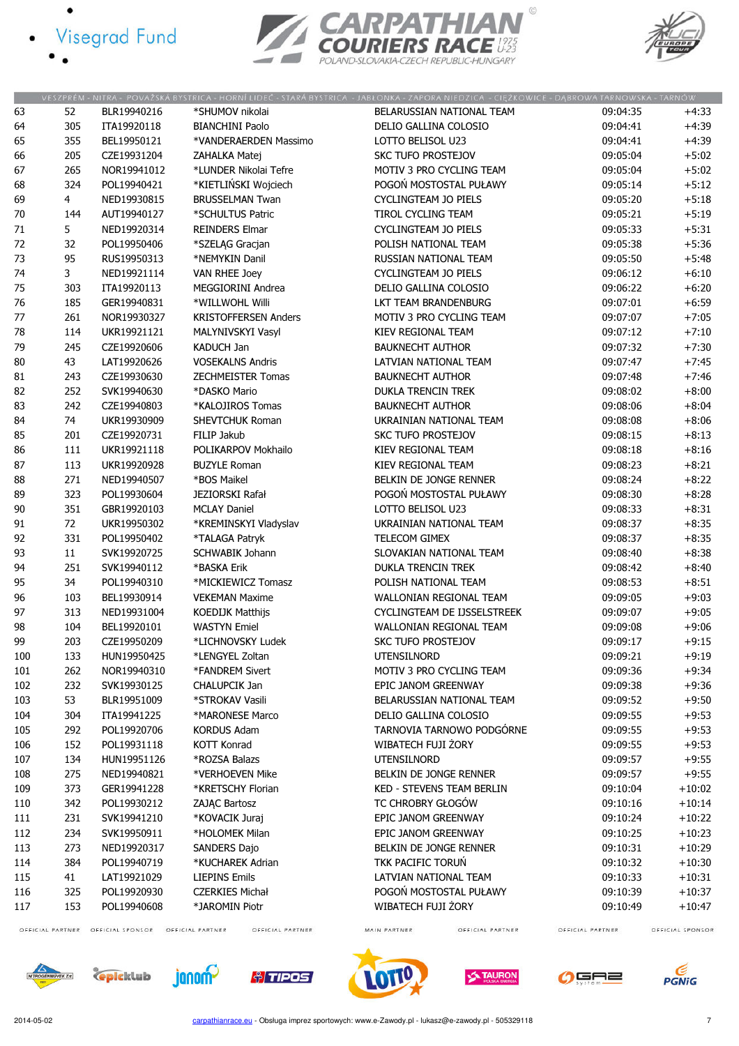| | | | | | | |
|---|---|---|---|---|---|---|
| 63 | 52 | BLR19940216 | *SHUMOV nikolai | BELARUSSIAN NATIONAL TEAM | 09:04:35 | +4:33 |
| 64 | 305 | ITA19920118 | BIANCHINI Paolo | DELIO GALLINA COLOSIO | 09:04:41 | +4:39 |
| 65 | 355 | BEL19950121 | *VANDERAERDEN Massimo | LOTTO BELISOL U23 | 09:04:41 | +4:39 |
| 66 | 205 | CZE19931204 | ZAHALKA Matej | SKC TUFO PROSTEJOV | 09:05:04 | +5:02 |
| 67 | 265 | NOR19941012 | *LUNDER Nikolai Tefre | MOTIV 3 PRO CYCLING TEAM | 09:05:04 | +5:02 |
| 68 | 324 | POL19940421 | *KIETLIŃSKI Wojciech | POGOŃ MOSTOSTAL PUŁAWY | 09:05:14 | +5:12 |
| 69 | 4 | NED19930815 | BRUSSELMAN Twan | CYCLINGTEAM JO PIELS | 09:05:20 | +5:18 |
| 70 | 144 | AUT19940127 | *SCHULTUS Patric | TIROL CYCLING TEAM | 09:05:21 | +5:19 |
| 71 | 5 | NED19920314 | REINDERS Elmar | CYCLINGTEAM JO PIELS | 09:05:33 | +5:31 |
| 72 | 32 | POL19950406 | *SZELĄG Gracjan | POLISH NATIONAL TEAM | 09:05:38 | +5:36 |
| 73 | 95 | RUS19950313 | *NEMYKIN Danil | RUSSIAN NATIONAL TEAM | 09:05:50 | +5:48 |
| 74 | 3 | NED19921114 | VAN RHEE Joey | CYCLINGTEAM JO PIELS | 09:06:12 | +6:10 |
| 75 | 303 | ITA19920113 | MEGGIORINI Andrea | DELIO GALLINA COLOSIO | 09:06:22 | +6:20 |
| 76 | 185 | GER19940831 | *WILLWOHL Willi | LKT TEAM BRANDENBURG | 09:07:01 | +6:59 |
| 77 | 261 | NOR19930327 | KRISTOFFERSEN Anders | MOTIV 3 PRO CYCLING TEAM | 09:07:07 | +7:05 |
| 78 | 114 | UKR19921121 | MALYNIVSKYI Vasyl | KIEV REGIONAL TEAM | 09:07:12 | +7:10 |
| 79 | 245 | CZE19920606 | KADUCH Jan | BAUKNECHT AUTHOR | 09:07:32 | +7:30 |
| 80 | 43 | LAT19920626 | VOSEKALNS Andris | LATVIAN NATIONAL TEAM | 09:07:47 | +7:45 |
| 81 | 243 | CZE19930630 | ZECHMEISTER Tomas | BAUKNECHT AUTHOR | 09:07:48 | +7:46 |
| 82 | 252 | SVK19940630 | *DASKO Mario | DUKLA TRENCIN TREK | 09:08:02 | +8:00 |
| 83 | 242 | CZE19940803 | *KALOJIROS Tomas | BAUKNECHT AUTHOR | 09:08:06 | +8:04 |
| 84 | 74 | UKR19930909 | SHEVTCHUK Roman | UKRAINIAN NATIONAL TEAM | 09:08:08 | +8:06 |
| 85 | 201 | CZE19920731 | FILIP Jakub | SKC TUFO PROSTEJOV | 09:08:15 | +8:13 |
| 86 | 111 | UKR19921118 | POLIKARPOV Mokhailo | KIEV REGIONAL TEAM | 09:08:18 | +8:16 |
| 87 | 113 | UKR19920928 | BUZYLE Roman | KIEV REGIONAL TEAM | 09:08:23 | +8:21 |
| 88 | 271 | NED19940507 | *BOS Maikel | BELKIN DE JONGE RENNER | 09:08:24 | +8:22 |
| 89 | 323 | POL19930604 | JEZIORSKI Rafał | POGOŃ MOSTOSTAL PUŁAWY | 09:08:30 | +8:28 |
| 90 | 351 | GBR19920103 | MCLAY Daniel | LOTTO BELISOL U23 | 09:08:33 | +8:31 |
| 91 | 72 | UKR19950302 | *KREMINSKYI Vladyslav | UKRAINIAN NATIONAL TEAM | 09:08:37 | +8:35 |
| 92 | 331 | POL19950402 | *TALAGA Patryk | TELECOM GIMEX | 09:08:37 | +8:35 |
| 93 | 11 | SVK19920725 | SCHWABIK Johann | SLOVAKIAN NATIONAL TEAM | 09:08:40 | +8:38 |
| 94 | 251 | SVK19940112 | *BASKA Erik | DUKLA TRENCIN TREK | 09:08:42 | +8:40 |
| 95 | 34 | POL19940310 | *MICKIEWICZ Tomasz | POLISH NATIONAL TEAM | 09:08:53 | +8:51 |
| 96 | 103 | BEL19930914 | VEKEMAN Maxime | WALLONIAN REGIONAL TEAM | 09:09:05 | +9:03 |
| 97 | 313 | NED19931004 | KOEDIJK Matthijs | CYCLINGTEAM DE IJSSELSTREEK | 09:09:07 | +9:05 |
| 98 | 104 | BEL19920101 | WASTYN Emiel | WALLONIAN REGIONAL TEAM | 09:09:08 | +9:06 |
| 99 | 203 | CZE19950209 | *LICHNOVSKY Ludek | SKC TUFO PROSTEJOV | 09:09:17 | +9:15 |
| 100 | 133 | HUN19950425 | *LENGYEL Zoltan | UTENSILNORD | 09:09:21 | +9:19 |
| 101 | 262 | NOR19940310 | *FANDREM Sivert | MOTIV 3 PRO CYCLING TEAM | 09:09:36 | +9:34 |
| 102 | 232 | SVK19930125 | CHALUPCIK Jan | EPIC JANOM GREENWAY | 09:09:38 | +9:36 |
| 103 | 53 | BLR19951009 | *STROKAV Vasili | BELARUSSIAN NATIONAL TEAM | 09:09:52 | +9:50 |
| 104 | 304 | ITA19941225 | *MARONESE Marco | DELIO GALLINA COLOSIO | 09:09:55 | +9:53 |
| 105 | 292 | POL19920706 | KORDUS Adam | TARNOVIA TARNOWO PODGÓRNE | 09:09:55 | +9:53 |
| 106 | 152 | POL19931118 | KOTT Konrad | WIBATECH FUJI ŻORY | 09:09:55 | +9:53 |
| 107 | 134 | HUN19951126 | *ROZSA Balazs | UTENSILNORD | 09:09:57 | +9:55 |
| 108 | 275 | NED19940821 | *VERHOEVEN Mike | BELKIN DE JONGE RENNER | 09:09:57 | +9:55 |
| 109 | 373 | GER19941228 | *KRETSCHY Florian | KED - STEVENS TEAM BERLIN | 09:10:04 | +10:02 |
| 110 | 342 | POL19930212 | ZAJĄC Bartosz | TC CHROBRY GŁOGÓW | 09:10:16 | +10:14 |
| 111 | 231 | SVK19941210 | *KOVACIK Juraj | EPIC JANOM GREENWAY | 09:10:24 | +10:22 |
| 112 | 234 | SVK19950911 | *HOLOMEK Milan | EPIC JANOM GREENWAY | 09:10:25 | +10:23 |
| 113 | 273 | NED19920317 | SANDERS Dajo | BELKIN DE JONGE RENNER | 09:10:31 | +10:29 |
| 114 | 384 | POL19940719 | *KUCHAREK Adrian | TKK PACIFIC TORUŃ | 09:10:32 | +10:30 |
| 115 | 41 | LAT19921029 | LIEPINS Emils | LATVIAN NATIONAL TEAM | 09:10:33 | +10:31 |
| 116 | 325 | POL19920930 | CZERKIES Michał | POGOŃ MOSTOSTAL PUŁAWY | 09:10:39 | +10:37 |
| 117 | 153 | POL19940608 | *JAROMIN Piotr | WIBATECH FUJI ŻORY | 09:10:49 | +10:47 |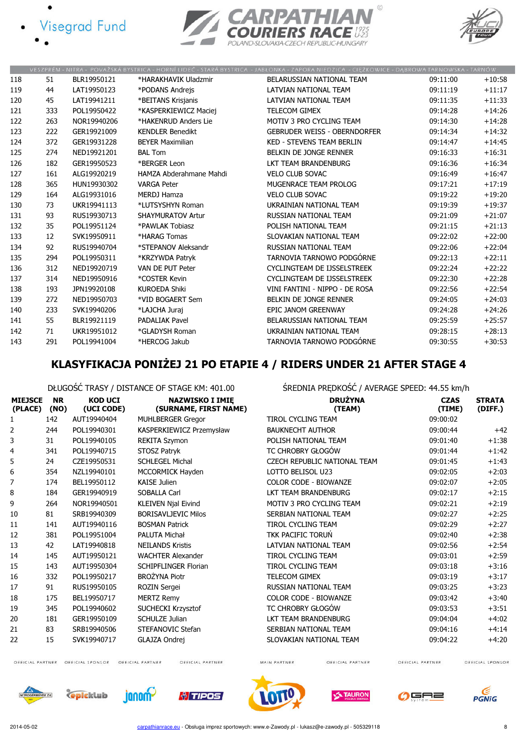| | | | | | | |
|---|---|---|---|---|---|---|
| 118 | 51 | BLR19950121 | *HARAKHAVIK Uladzmir | BELARUSSIAN NATIONAL TEAM | 09:11:00 | +10:58 |
| 119 | 44 | LAT19950123 | *PODANS Andrejs | LATVIAN NATIONAL TEAM | 09:11:19 | +11:17 |
| 120 | 45 | LAT19941211 | *BEITANS Krisjanis | LATVIAN NATIONAL TEAM | 09:11:35 | +11:33 |
| 121 | 333 | POL19950422 | *KASPERKIEWICZ Maciej | TELECOM GIMEX | 09:14:28 | +14:26 |
| 122 | 263 | NOR19940206 | *HAKENRUD Anders Lie | MOTIV 3 PRO CYCLING TEAM | 09:14:30 | +14:28 |
| 123 | 222 | GER19921009 | KENDLER Benedikt | GEBRUDER WEISS - OBERNDORFER | 09:14:34 | +14:32 |
| 124 | 372 | GER19931228 | BEYER Maximilian | KED - STEVENS TEAM BERLIN | 09:14:47 | +14:45 |
| 125 | 274 | NED19921201 | BAL Tom | BELKIN DE JONGE RENNER | 09:16:33 | +16:31 |
| 126 | 182 | GER19950523 | *BERGER Leon | LKT TEAM BRANDENBURG | 09:16:36 | +16:34 |
| 127 | 161 | ALG19920219 | HAMZA Abderahmane Mahdi | VELO CLUB SOVAC | 09:16:49 | +16:47 |
| 128 | 365 | HUN19930302 | VARGA Peter | MUGENRACE TEAM PROLOG | 09:17:21 | +17:19 |
| 129 | 164 | ALG19931016 | MERDJ Hamza | VELO CLUB SOVAC | 09:19:22 | +19:20 |
| 130 | 73 | UKR19941113 | *LUTSYSHYN Roman | UKRAINIAN NATIONAL TEAM | 09:19:39 | +19:37 |
| 131 | 93 | RUS19930713 | SHAYMURATOV Artur | RUSSIAN NATIONAL TEAM | 09:21:09 | +21:07 |
| 132 | 35 | POL19951124 | *PAWLAK Tobiasz | POLISH NATIONAL TEAM | 09:21:15 | +21:13 |
| 133 | 12 | SVK19950911 | *HARAG Tomas | SLOVAKIAN NATIONAL TEAM | 09:22:02 | +22:00 |
| 134 | 92 | RUS19940704 | *STEPANOV Aleksandr | RUSSIAN NATIONAL TEAM | 09:22:06 | +22:04 |
| 135 | 294 | POL19950311 | *KRZYWDA Patryk | TARNOVIA TARNOWO PODGÓRNE | 09:22:13 | +22:11 |
| 136 | 312 | NED19920719 | VAN DE PUT Peter | CYCLINGTEAM DE IJSSELSTREEK | 09:22:24 | +22:22 |
| 137 | 314 | NED19950916 | *COSTER Kevin | CYCLINGTEAM DE IJSSELSTREEK | 09:22:30 | +22:28 |
| 138 | 193 | JPN19920108 | KUROEDA Shiki | VINI FANTINI - NIPPO - DE ROSA | 09:22:56 | +22:54 |
| 139 | 272 | NED19950703 | *VID BOGAERT Sem | BELKIN DE JONGE RENNER | 09:24:05 | +24:03 |
| 140 | 233 | SVK19940206 | *LAJCHA Juraj | EPIC JANOM GREENWAY | 09:24:28 | +24:26 |
| 141 | 55 | BLR19921119 | PADALIAK Pavel | BELARUSSIAN NATIONAL TEAM | 09:25:59 | +25:57 |
| 142 | 71 | UKR19951012 | *GLADYSH Roman | UKRAINIAN NATIONAL TEAM | 09:28:15 | +28:13 |
| 143 | 291 | POL19941004 | *HERCOG Jakub | TARNOVIA TARNOWO PODGÓRNE | 09:30:55 | +30:53 |

## KLASYFIKACJA PONIŻEJ 21 PO ETAPIE 4 / RIDERS UNDER 21 AFTER STAGE 4

DŁUGOŚĆ TRASY / DISTANCE OF STAGE KM: 401.00

ŚREDNIA PRĘDKOŚĆ / AVERAGE SPEED: 44.55 km/h

| MIEJSCE (PLACE) | NR (NO) | KOD UCI (UCI CODE) | NAZWISKO I IMIĘ (SURNAME, FIRST NAME) | DRUŻYNA (TEAM) | CZAS (TIME) | STRATA (DIFF.) |
|---|---|---|---|---|---|---|
| 1 | 142 | AUT19940404 | MUHLBERGER Gregor | TIROL CYCLING TEAM | 09:00:02 | |
| 2 | 244 | POL19940301 | KASPERKIEWICZ Przemysław | BAUKNECHT AUTHOR | 09:00:44 | +42 |
| 3 | 31 | POL19940105 | REKITA Szymon | POLISH NATIONAL TEAM | 09:01:40 | +1:38 |
| 4 | 341 | POL19940715 | STOSZ Patryk | TC CHROBRY GŁOGÓW | 09:01:44 | +1:42 |
| 5 | 24 | CZE19950531 | SCHLEGEL Michal | CZECH REPUBLIC NATIONAL TEAM | 09:01:45 | +1:43 |
| 6 | 354 | NZL19940101 | MCCORMICK Hayden | LOTTO BELISOL U23 | 09:02:05 | +2:03 |
| 7 | 174 | BEL19950112 | KAISE Julien | COLOR CODE - BIOWANZE | 09:02:07 | +2:05 |
| 8 | 184 | GER19940919 | SOBALLA Carl | LKT TEAM BRANDENBURG | 09:02:17 | +2:15 |
| 9 | 264 | NOR19940501 | KLEIVEN Njal Eivind | MOTIV 3 PRO CYCLING TEAM | 09:02:21 | +2:19 |
| 10 | 81 | SRB19940309 | BORISAVLJEVIC Milos | SERBIAN NATIONAL TEAM | 09:02:27 | +2:25 |
| 11 | 141 | AUT19940116 | BOSMAN Patrick | TIROL CYCLING TEAM | 09:02:29 | +2:27 |
| 12 | 381 | POL19951004 | PALUTA Michał | TKK PACIFIC TORUŃ | 09:02:40 | +2:38 |
| 13 | 42 | LAT19940818 | NEILANDS Kristis | LATVIAN NATIONAL TEAM | 09:02:56 | +2:54 |
| 14 | 145 | AUT19950121 | WACHTER Alexander | TIROL CYCLING TEAM | 09:03:01 | +2:59 |
| 15 | 143 | AUT19950304 | SCHIPFLINGER Florian | TIROL CYCLING TEAM | 09:03:18 | +3:16 |
| 16 | 332 | POL19950217 | BROŻYNA Piotr | TELECOM GIMEX | 09:03:19 | +3:17 |
| 17 | 91 | RUS19950105 | ROZIN Sergei | RUSSIAN NATIONAL TEAM | 09:03:25 | +3:23 |
| 18 | 175 | BEL19950717 | MERTZ Remy | COLOR CODE - BIOWANZE | 09:03:42 | +3:40 |
| 19 | 345 | POL19940602 | SUCHECKI Krzysztof | TC CHROBRY GŁOGÓW | 09:03:53 | +3:51 |
| 20 | 181 | GER19950109 | SCHULZE Julian | LKT TEAM BRANDENBURG | 09:04:04 | +4:02 |
| 21 | 83 | SRB19940506 | STEFANOVIC Stefan | SERBIAN NATIONAL TEAM | 09:04:16 | +4:14 |
| 22 | 15 | SVK19940717 | GLAJZA Ondrej | SLOVAKIAN NATIONAL TEAM | 09:04:22 | +4:20 |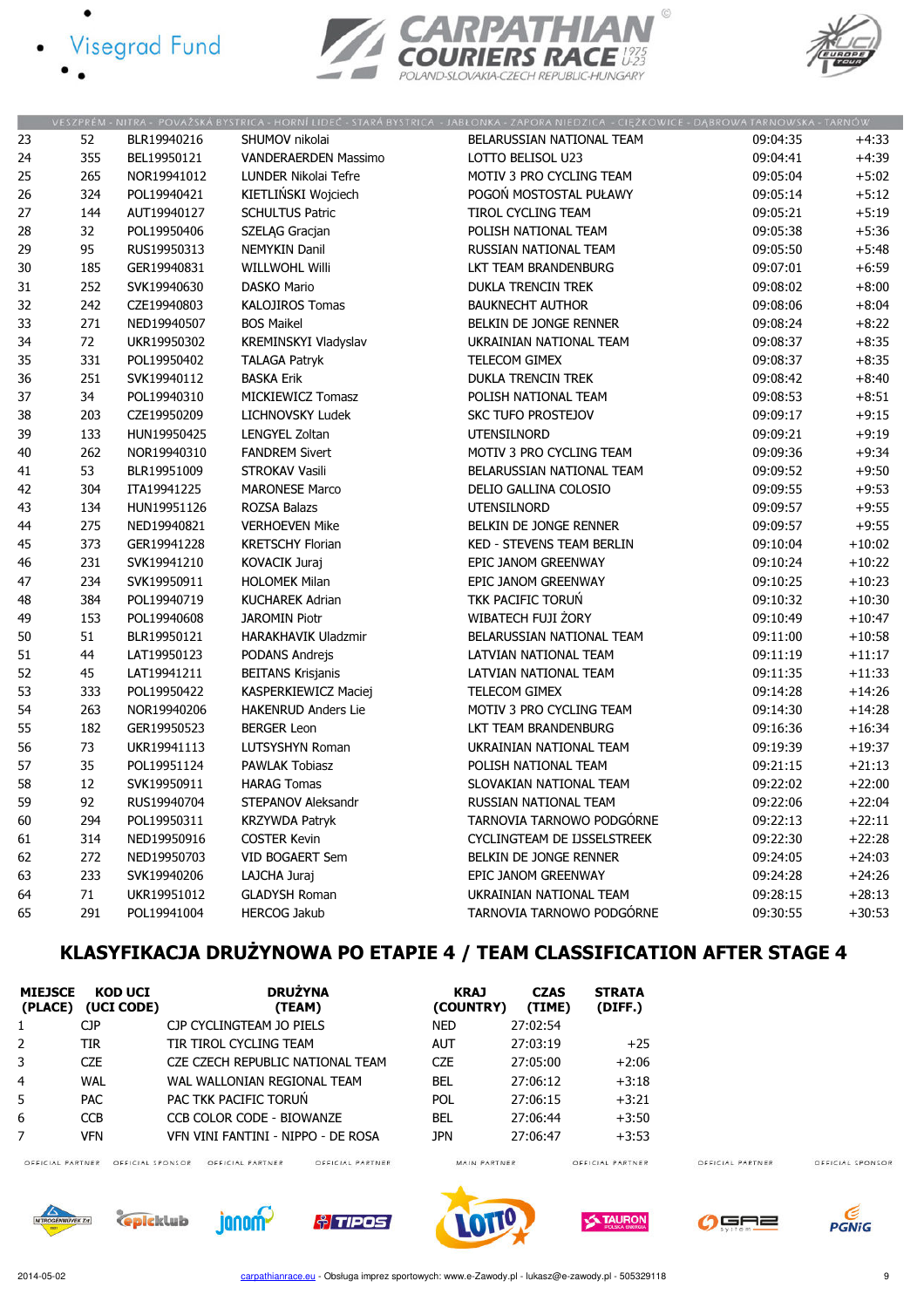| | | | | | | |
|---|---|---|---|---|---|---|
| 23 | 52 | BLR19940216 | SHUMOV nikolai | BELARUSSIAN NATIONAL TEAM | 09:04:35 | +4:33 |
| 24 | 355 | BEL19950121 | VANDERAERDEN Massimo | LOTTO BELISOL U23 | 09:04:41 | +4:39 |
| 25 | 265 | NOR19941012 | LUNDER Nikolai Tefre | MOTIV 3 PRO CYCLING TEAM | 09:05:04 | +5:02 |
| 26 | 324 | POL19940421 | KIETLIŃSKI Wojciech | POGOŃ MOSTOSTAL PUŁAWY | 09:05:14 | +5:12 |
| 27 | 144 | AUT19940127 | SCHULTUS Patric | TIROL CYCLING TEAM | 09:05:21 | +5:19 |
| 28 | 32 | POL19950406 | SZELĄG Gracjan | POLISH NATIONAL TEAM | 09:05:38 | +5:36 |
| 29 | 95 | RUS19950313 | NEMYKIN Danil | RUSSIAN NATIONAL TEAM | 09:05:50 | +5:48 |
| 30 | 185 | GER19940831 | WILLWOHL Willi | LKT TEAM BRANDENBURG | 09:07:01 | +6:59 |
| 31 | 252 | SVK19940630 | DASKO Mario | DUKLA TRENCIN TREK | 09:08:02 | +8:00 |
| 32 | 242 | CZE19940803 | KALOJIROS Tomas | BAUKNECHT AUTHOR | 09:08:06 | +8:04 |
| 33 | 271 | NED19940507 | BOS Maikel | BELKIN DE JONGE RENNER | 09:08:24 | +8:22 |
| 34 | 72 | UKR19950302 | KREMINSKYI Vladyslav | UKRAINIAN NATIONAL TEAM | 09:08:37 | +8:35 |
| 35 | 331 | POL19950402 | TALAGA Patryk | TELECOM GIMEX | 09:08:37 | +8:35 |
| 36 | 251 | SVK19940112 | BASKA Erik | DUKLA TRENCIN TREK | 09:08:42 | +8:40 |
| 37 | 34 | POL19940310 | MICKIEWICZ Tomasz | POLISH NATIONAL TEAM | 09:08:53 | +8:51 |
| 38 | 203 | CZE19950209 | LICHNOVSKY Ludek | SKC TUFO PROSTEJOV | 09:09:17 | +9:15 |
| 39 | 133 | HUN19950425 | LENGYEL Zoltan | UTENSILNORD | 09:09:21 | +9:19 |
| 40 | 262 | NOR19940310 | FANDREM Sivert | MOTIV 3 PRO CYCLING TEAM | 09:09:36 | +9:34 |
| 41 | 53 | BLR19951009 | STROKAV Vasili | BELARUSSIAN NATIONAL TEAM | 09:09:52 | +9:50 |
| 42 | 304 | ITA19941225 | MARONESE Marco | DELIO GALLINA COLOSIO | 09:09:55 | +9:53 |
| 43 | 134 | HUN19951126 | ROZSA Balazs | UTENSILNORD | 09:09:57 | +9:55 |
| 44 | 275 | NED19940821 | VERHOEVEN Mike | BELKIN DE JONGE RENNER | 09:09:57 | +9:55 |
| 45 | 373 | GER19941228 | KRETSCHY Florian | KED - STEVENS TEAM BERLIN | 09:10:04 | +10:02 |
| 46 | 231 | SVK19941210 | KOVACIK Juraj | EPIC JANOM GREENWAY | 09:10:24 | +10:22 |
| 47 | 234 | SVK19950911 | HOLOMEK Milan | EPIC JANOM GREENWAY | 09:10:25 | +10:23 |
| 48 | 384 | POL19940719 | KUCHAREK Adrian | TKK PACIFIC TORUŃ | 09:10:32 | +10:30 |
| 49 | 153 | POL19940608 | JAROMIN Piotr | WIBATECH FUJI ŻORY | 09:10:49 | +10:47 |
| 50 | 51 | BLR19950121 | HARAKHAVIK Uladzmir | BELARUSSIAN NATIONAL TEAM | 09:11:00 | +10:58 |
| 51 | 44 | LAT19950123 | PODANS Andrejs | LATVIAN NATIONAL TEAM | 09:11:19 | +11:17 |
| 52 | 45 | LAT19941211 | BEITANS Krisjanis | LATVIAN NATIONAL TEAM | 09:11:35 | +11:33 |
| 53 | 333 | POL19950422 | KASPERKIEWICZ Maciej | TELECOM GIMEX | 09:14:28 | +14:26 |
| 54 | 263 | NOR19940206 | HAKENRUD Anders Lie | MOTIV 3 PRO CYCLING TEAM | 09:14:30 | +14:28 |
| 55 | 182 | GER19950523 | BERGER Leon | LKT TEAM BRANDENBURG | 09:16:36 | +16:34 |
| 56 | 73 | UKR19941113 | LUTSYSHYN Roman | UKRAINIAN NATIONAL TEAM | 09:19:39 | +19:37 |
| 57 | 35 | POL19951124 | PAWLAK Tobiasz | POLISH NATIONAL TEAM | 09:21:15 | +21:13 |
| 58 | 12 | SVK19950911 | HARAG Tomas | SLOVAKIAN NATIONAL TEAM | 09:22:02 | +22:00 |
| 59 | 92 | RUS19940704 | STEPANOV Aleksandr | RUSSIAN NATIONAL TEAM | 09:22:06 | +22:04 |
| 60 | 294 | POL19950311 | KRZYWDA Patryk | TARNOVIA TARNOWO PODGÓRNE | 09:22:13 | +22:11 |
| 61 | 314 | NED19950916 | COSTER Kevin | CYCLINGTEAM DE IJSSELSTREEK | 09:22:30 | +22:28 |
| 62 | 272 | NED19950703 | VID BOGAERT Sem | BELKIN DE JONGE RENNER | 09:24:05 | +24:03 |
| 63 | 233 | SVK19940206 | LAJCHA Juraj | EPIC JANOM GREENWAY | 09:24:28 | +24:26 |
| 64 | 71 | UKR19951012 | GLADYSH Roman | UKRAINIAN NATIONAL TEAM | 09:28:15 | +28:13 |
| 65 | 291 | POL19941004 | HERCOG Jakub | TARNOVIA TARNOWO PODGÓRNE | 09:30:55 | +30:53 |

## KLASYFIKACJA DRUŻYNOWA PO ETAPIE 4 / TEAM CLASSIFICATION AFTER STAGE 4

| MIEJSCE (PLACE) | KOD UCI (UCI CODE) | DRUŻYNA (TEAM) | KRAJ (COUNTRY) | CZAS (TIME) | STRATA (DIFF.) |
|---|---|---|---|---|---|
| 1 | CJP | CJP CYCLINGTEAM JO PIELS | NED | 27:02:54 | |
| 2 | TIR | TIR TIROL CYCLING TEAM | AUT | 27:03:19 | +25 |
| 3 | CZE | CZE CZECH REPUBLIC NATIONAL TEAM | CZE | 27:05:00 | +2:06 |
| 4 | WAL | WAL WALLONIAN REGIONAL TEAM | BEL | 27:06:12 | +3:18 |
| 5 | PAC | PAC TKK PACIFIC TORUŃ | POL | 27:06:15 | +3:21 |
| 6 | CCB | CCB COLOR CODE - BIOWANZE | BEL | 27:06:44 | +3:50 |
| 7 | VFN | VFN VINI FANTINI - NIPPO - DE ROSA | JPN | 27:06:47 | +3:53 |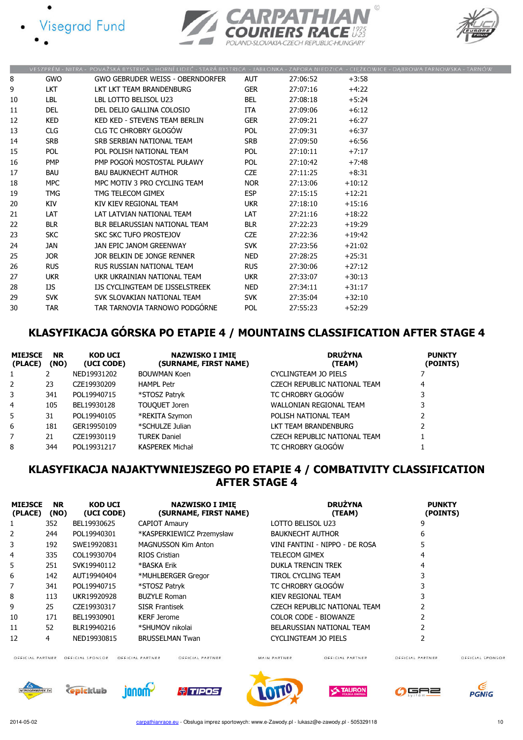| | | | | | |
|---|---|---|---|---|---|
| 8 | GWO | GWO GEBRUDER WEISS - OBERNDORFER | AUT | 27:06:52 | +3:58 |
| 9 | LKT | LKT LKT TEAM BRANDENBURG | GER | 27:07:16 | +4:22 |
| 10 | LBL | LBL LOTTO BELISOL U23 | BEL | 27:08:18 | +5:24 |
| 11 | DEL | DEL DELIO GALLINA COLOSIO | ITA | 27:09:06 | +6:12 |
| 12 | KED | KED KED - STEVENS TEAM BERLIN | GER | 27:09:21 | +6:27 |
| 13 | CLG | CLG TC CHROBRY GŁOGÓW | POL | 27:09:31 | +6:37 |
| 14 | SRB | SRB SERBIAN NATIONAL TEAM | SRB | 27:09:50 | +6:56 |
| 15 | POL | POL POLISH NATIONAL TEAM | POL | 27:10:11 | +7:17 |
| 16 | PMP | PMP POGOŃ MOSTOSTAL PUŁAWY | POL | 27:10:42 | +7:48 |
| 17 | BAU | BAU BAUKNECHT AUTHOR | CZE | 27:11:25 | +8:31 |
| 18 | MPC | MPC MOTIV 3 PRO CYCLING TEAM | NOR | 27:13:06 | +10:12 |
| 19 | TMG | TMG TELECOM GIMEX | ESP | 27:15:15 | +12:21 |
| 20 | KIV | KIV KIEV REGIONAL TEAM | UKR | 27:18:10 | +15:16 |
| 21 | LAT | LAT LATVIAN NATIONAL TEAM | LAT | 27:21:16 | +18:22 |
| 22 | BLR | BLR BELARUSSIAN NATIONAL TEAM | BLR | 27:22:23 | +19:29 |
| 23 | SKC | SKC SKC TUFO PROSTEJOV | CZE | 27:22:36 | +19:42 |
| 24 | JAN | JAN EPIC JANOM GREENWAY | SVK | 27:23:56 | +21:02 |
| 25 | JOR | JOR BELKIN DE JONGE RENNER | NED | 27:28:25 | +25:31 |
| 26 | RUS | RUS RUSSIAN NATIONAL TEAM | RUS | 27:30:06 | +27:12 |
| 27 | UKR | UKR UKRAINIAN NATIONAL TEAM | UKR | 27:33:07 | +30:13 |
| 28 | IJS | IJS CYCLINGTEAM DE IJSSELSTREEK | NED | 27:34:11 | +31:17 |
| 29 | SVK | SVK SLOVAKIAN NATIONAL TEAM | SVK | 27:35:04 | +32:10 |
| 30 | TAR | TAR TARNOVIA TARNOWO PODGÓRNE | POL | 27:55:23 | +52:29 |

## KLASYFIKACJA GÓRSKA PO ETAPIE 4 / MOUNTAINS CLASSIFICATION AFTER STAGE 4

| MIEJSCE (PLACE) | NR (NO) | KOD UCI (UCI CODE) | NAZWISKO I IMIĘ (SURNAME, FIRST NAME) | DRUŻYNA (TEAM) | PUNKTY (POINTS) |
|---|---|---|---|---|---|
| 1 | 2 | NED19931202 | BOUWMAN Koen | CYCLINGTEAM JO PIELS | 7 |
| 2 | 23 | CZE19930209 | HAMPL Petr | CZECH REPUBLIC NATIONAL TEAM | 4 |
| 3 | 341 | POL19940715 | *STOSZ Patryk | TC CHROBRY GŁOGÓW | 3 |
| 4 | 105 | BEL19930128 | TOUQUET Joren | WALLONIAN REGIONAL TEAM | 3 |
| 5 | 31 | POL19940105 | *REKITA Szymon | POLISH NATIONAL TEAM | 2 |
| 6 | 181 | GER19950109 | *SCHULZE Julian | LKT TEAM BRANDENBURG | 2 |
| 7 | 21 | CZE19930119 | TUREK Daniel | CZECH REPUBLIC NATIONAL TEAM | 1 |
| 8 | 344 | POL19931217 | KASPEREK Michał | TC CHROBRY GŁOGÓW | 1 |

## KLASYFIKACJA NAJAKTYWNIEJSZEGO PO ETAPIE 4 / COMBATIVITY CLASSIFICATION AFTER STAGE 4

| MIEJSCE (PLACE) | NR (NO) | KOD UCI (UCI CODE) | NAZWISKO I IMIĘ (SURNAME, FIRST NAME) | DRUŻYNA (TEAM) | PUNKTY (POINTS) |
|---|---|---|---|---|---|
| 1 | 352 | BEL19930625 | CAPIOT Amaury | LOTTO BELISOL U23 | 9 |
| 2 | 244 | POL19940301 | *KASPERKIEWICZ Przemysław | BAUKNECHT AUTHOR | 6 |
| 3 | 192 | SWE19920831 | MAGNUSSON Kim Anton | VINI FANTINI - NIPPO - DE ROSA | 5 |
| 4 | 335 | COL19930704 | RIOS Cristian | TELECOM GIMEX | 4 |
| 5 | 251 | SVK19940112 | *BASKA Erik | DUKLA TRENCIN TREK | 4 |
| 6 | 142 | AUT19940404 | *MUHLBERGER Gregor | TIROL CYCLING TEAM | 3 |
| 7 | 341 | POL19940715 | *STOSZ Patryk | TC CHROBRY GŁOGÓW | 3 |
| 8 | 113 | UKR19920928 | BUZYLE Roman | KIEV REGIONAL TEAM | 3 |
| 9 | 25 | CZE19930317 | SISR Frantisek | CZECH REPUBLIC NATIONAL TEAM | 2 |
| 10 | 171 | BEL19930901 | KERF Jerome | COLOR CODE - BIOWANZE | 2 |
| 11 | 52 | BLR19940216 | *SHUMOV nikolai | BELARUSSIAN NATIONAL TEAM | 2 |
| 12 | 4 | NED19930815 | BRUSSELMAN Twan | CYCLINGTEAM JO PIELS | 2 |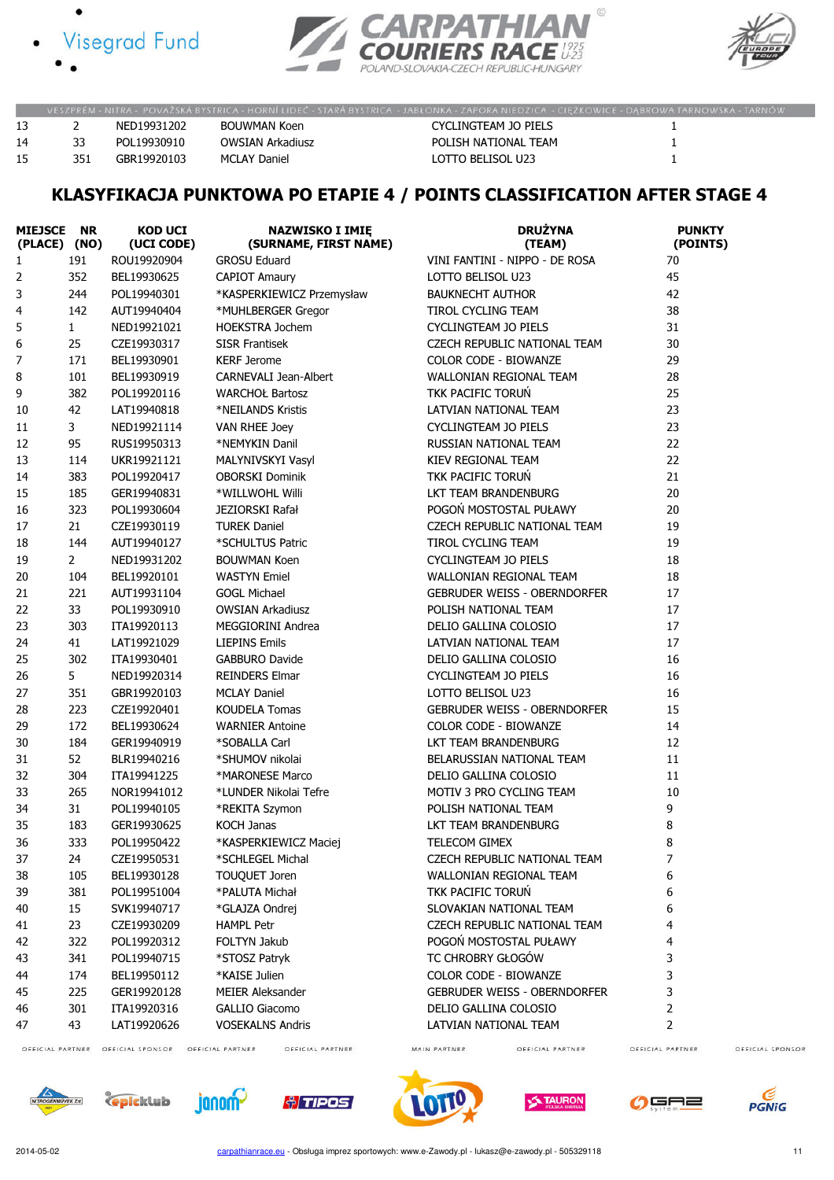| | | | | | |
|---|---|---|---|---|---|
| 13 | 2 | NED19931202 | BOUWMAN Koen | CYCLINGTEAM JO PIELS | 1 |
| 14 | 33 | POL19930910 | OWSIAN Arkadiusz | POLISH NATIONAL TEAM | 1 |
| 15 | 351 | GBR19920103 | MCLAY Daniel | LOTTO BELISOL U23 | 1 |

## KLASYFIKACJA PUNKTOWA PO ETAPIE 4 / POINTS CLASSIFICATION AFTER STAGE 4

| MIEJSCE (PLACE) | NR (NO) | KOD UCI (UCI CODE) | NAZWISKO I IMIĘ (SURNAME, FIRST NAME) | DRUŻYNA (TEAM) | PUNKTY (POINTS) |
|---|---|---|---|---|---|
| 1 | 191 | ROU19920904 | GROSU Eduard | VINI FANTINI - NIPPO - DE ROSA | 70 |
| 2 | 352 | BEL19930625 | CAPIOT Amaury | LOTTO BELISOL U23 | 45 |
| 3 | 244 | POL19940301 | *KASPERKIEWICZ Przemysław | BAUKNECHT AUTHOR | 42 |
| 4 | 142 | AUT19940404 | *MUHLBERGER Gregor | TIROL CYCLING TEAM | 38 |
| 5 | 1 | NED19921021 | HOEKSTRA Jochem | CYCLINGTEAM JO PIELS | 31 |
| 6 | 25 | CZE19930317 | SISR Frantisek | CZECH REPUBLIC NATIONAL TEAM | 30 |
| 7 | 171 | BEL19930901 | KERF Jerome | COLOR CODE - BIOWANZE | 29 |
| 8 | 101 | BEL19930919 | CARNEVALI Jean-Albert | WALLONIAN REGIONAL TEAM | 28 |
| 9 | 382 | POL19920116 | WARCHOŁ Bartosz | TKK PACIFIC TORUŃ | 25 |
| 10 | 42 | LAT19940818 | *NEILANDS Kristis | LATVIAN NATIONAL TEAM | 23 |
| 11 | 3 | NED19921114 | VAN RHEE Joey | CYCLINGTEAM JO PIELS | 23 |
| 12 | 95 | RUS19950313 | *NEMYKIN Danil | RUSSIAN NATIONAL TEAM | 22 |
| 13 | 114 | UKR19921121 | MALYNIVSKYI Vasyl | KIEV REGIONAL TEAM | 22 |
| 14 | 383 | POL19920417 | OBORSKI Dominik | TKK PACIFIC TORUŃ | 21 |
| 15 | 185 | GER19940831 | *WILLWOHL Willi | LKT TEAM BRANDENBURG | 20 |
| 16 | 323 | POL19930604 | JEZIORSKI Rafał | POGOŃ MOSTOSTAL PUŁAWY | 20 |
| 17 | 21 | CZE19930119 | TUREK Daniel | CZECH REPUBLIC NATIONAL TEAM | 19 |
| 18 | 144 | AUT19940127 | *SCHULTUS Patric | TIROL CYCLING TEAM | 19 |
| 19 | 2 | NED19931202 | BOUWMAN Koen | CYCLINGTEAM JO PIELS | 18 |
| 20 | 104 | BEL19920101 | WASTYN Emiel | WALLONIAN REGIONAL TEAM | 18 |
| 21 | 221 | AUT19931104 | GOGL Michael | GEBRUDER WEISS - OBERNDORFER | 17 |
| 22 | 33 | POL19930910 | OWSIAN Arkadiusz | POLISH NATIONAL TEAM | 17 |
| 23 | 303 | ITA19920113 | MEGGIORINI Andrea | DELIO GALLINA COLOSIO | 17 |
| 24 | 41 | LAT19921029 | LIEPINS Emils | LATVIAN NATIONAL TEAM | 17 |
| 25 | 302 | ITA19930401 | GABBURO Davide | DELIO GALLINA COLOSIO | 16 |
| 26 | 5 | NED19920314 | REINDERS Elmar | CYCLINGTEAM JO PIELS | 16 |
| 27 | 351 | GBR19920103 | MCLAY Daniel | LOTTO BELISOL U23 | 16 |
| 28 | 223 | CZE19920401 | KOUDELA Tomas | GEBRUDER WEISS - OBERNDORFER | 15 |
| 29 | 172 | BEL19930624 | WARNIER Antoine | COLOR CODE - BIOWANZE | 14 |
| 30 | 184 | GER19940919 | *SOBALLA Carl | LKT TEAM BRANDENBURG | 12 |
| 31 | 52 | BLR19940216 | *SHUMOV nikolai | BELARUSSIAN NATIONAL TEAM | 11 |
| 32 | 304 | ITA19941225 | *MARONESE Marco | DELIO GALLINA COLOSIO | 11 |
| 33 | 265 | NOR19941012 | *LUNDER Nikolai Tefre | MOTIV 3 PRO CYCLING TEAM | 10 |
| 34 | 31 | POL19940105 | *REKITA Szymon | POLISH NATIONAL TEAM | 9 |
| 35 | 183 | GER19930625 | KOCH Janas | LKT TEAM BRANDENBURG | 8 |
| 36 | 333 | POL19950422 | *KASPERKIEWICZ Maciej | TELECOM GIMEX | 8 |
| 37 | 24 | CZE19950531 | *SCHLEGEL Michal | CZECH REPUBLIC NATIONAL TEAM | 7 |
| 38 | 105 | BEL19930128 | TOUQUET Joren | WALLONIAN REGIONAL TEAM | 6 |
| 39 | 381 | POL19951004 | *PALUTA Michał | TKK PACIFIC TORUŃ | 6 |
| 40 | 15 | SVK19940717 | *GLAJZA Ondrej | SLOVAKIAN NATIONAL TEAM | 6 |
| 41 | 23 | CZE19930209 | HAMPL Petr | CZECH REPUBLIC NATIONAL TEAM | 4 |
| 42 | 322 | POL19920312 | FOLTYN Jakub | POGOŃ MOSTOSTAL PUŁAWY | 4 |
| 43 | 341 | POL19940715 | *STOSZ Patryk | TC CHROBRY GŁOGÓW | 3 |
| 44 | 174 | BEL19950112 | *KAISE Julien | COLOR CODE - BIOWANZE | 3 |
| 45 | 225 | GER19920128 | MEIER Aleksander | GEBRUDER WEISS - OBERNDORFER | 3 |
| 46 | 301 | ITA19920316 | GALLIO Giacomo | DELIO GALLINA COLOSIO | 2 |
| 47 | 43 | LAT19920626 | VOSEKALNS Andris | LATVIAN NATIONAL TEAM | 2 |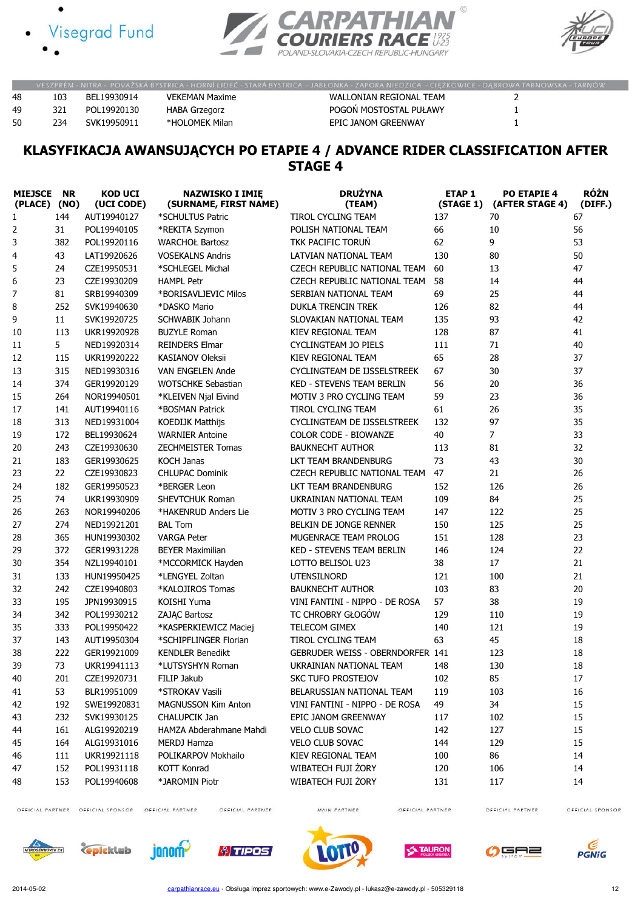| | | | | | |
|---|---|---|---|---|---|
| 48 | 103 | BEL19930914 | VEKEMAN Maxime | WALLONIAN REGIONAL TEAM | 2 |
| 49 | 321 | POL19920130 | HABA Grzegorz | POGOŃ MOSTOSTAL PUŁAWY | 1 |
| 50 | 234 | SVK19950911 | *HOLOMEK Milan | EPIC JANOM GREENWAY | 1 |

## KLASYFIKACJA AWANSUJĄCYCH PO ETAPIE 4 / ADVANCE RIDER CLASSIFICATION AFTER STAGE 4

| MIEJSCE (PLACE) | NR (NO) | KOD UCI (UCI CODE) | NAZWISKO I IMIĘ (SURNAME, FIRST NAME) | DRUŻYNA (TEAM) | ETAP 1 (STAGE 1) | PO ETAPIE 4 (AFTER STAGE 4) | RÓŻN (DIFF.) |
|---|---|---|---|---|---|---|---|
| 1 | 144 | AUT19940127 | *SCHULTUS Patric | TIROL CYCLING TEAM | 137 | 70 | 67 |
| 2 | 31 | POL19940105 | *REKITA Szymon | POLISH NATIONAL TEAM | 66 | 10 | 56 |
| 3 | 382 | POL19920116 | WARCHOŁ Bartosz | TKK PACIFIC TORUŃ | 62 | 9 | 53 |
| 4 | 43 | LAT19920626 | VOSEKALNS Andris | LATVIAN NATIONAL TEAM | 130 | 80 | 50 |
| 5 | 24 | CZE19950531 | *SCHLEGEL Michal | CZECH REPUBLIC NATIONAL TEAM | 60 | 13 | 47 |
| 6 | 23 | CZE19930209 | HAMPL Petr | CZECH REPUBLIC NATIONAL TEAM | 58 | 14 | 44 |
| 7 | 81 | SRB19940309 | *BORISAVLJEVIC Milos | SERBIAN NATIONAL TEAM | 69 | 25 | 44 |
| 8 | 252 | SVK19940630 | *DASKO Mario | DUKLA TRENCIN TREK | 126 | 82 | 44 |
| 9 | 11 | SVK19920725 | SCHWABIK Johann | SLOVAKIAN NATIONAL TEAM | 135 | 93 | 42 |
| 10 | 113 | UKR19920928 | BUZYLE Roman | KIEV REGIONAL TEAM | 128 | 87 | 41 |
| 11 | 5 | NED19920314 | REINDERS Elmar | CYCLINGTEAM JO PIELS | 111 | 71 | 40 |
| 12 | 115 | UKR19920222 | KASIANOV Oleksii | KIEV REGIONAL TEAM | 65 | 28 | 37 |
| 13 | 315 | NED19930316 | VAN ENGELEN Ande | CYCLINGTEAM DE IJSSELSTREEK | 67 | 30 | 37 |
| 14 | 374 | GER19920129 | WOTSCHKE Sebastian | KED - STEVENS TEAM BERLIN | 56 | 20 | 36 |
| 15 | 264 | NOR19940501 | *KLEIVEN Njal Eivind | MOTIV 3 PRO CYCLING TEAM | 59 | 23 | 36 |
| 17 | 141 | AUT19940116 | *BOSMAN Patrick | TIROL CYCLING TEAM | 61 | 26 | 35 |
| 18 | 313 | NED19931004 | KOEDIJK Matthijs | CYCLINGTEAM DE IJSSELSTREEK | 132 | 97 | 35 |
| 19 | 172 | BEL19930624 | WARNIER Antoine | COLOR CODE - BIOWANZE | 40 | 7 | 33 |
| 20 | 243 | CZE19930630 | ZECHMEISTER Tomas | BAUKNECHT AUTHOR | 113 | 81 | 32 |
| 21 | 183 | GER19930625 | KOCH Janas | LKT TEAM BRANDENBURG | 73 | 43 | 30 |
| 23 | 22 | CZE19930823 | CHLUPAC Dominik | CZECH REPUBLIC NATIONAL TEAM | 47 | 21 | 26 |
| 24 | 182 | GER19950523 | *BERGER Leon | LKT TEAM BRANDENBURG | 152 | 126 | 26 |
| 25 | 74 | UKR19930909 | SHEVTCHUK Roman | UKRAINIAN NATIONAL TEAM | 109 | 84 | 25 |
| 26 | 263 | NOR19940206 | *HAKENRUD Anders Lie | MOTIV 3 PRO CYCLING TEAM | 147 | 122 | 25 |
| 27 | 274 | NED19921201 | BAL Tom | BELKIN DE JONGE RENNER | 150 | 125 | 25 |
| 28 | 365 | HUN19930302 | VARGA Peter | MUGENRACE TEAM PROLOG | 151 | 128 | 23 |
| 29 | 372 | GER19931228 | BEYER Maximilian | KED - STEVENS TEAM BERLIN | 146 | 124 | 22 |
| 30 | 354 | NZL19940101 | *MCCORMICK Hayden | LOTTO BELISOL U23 | 38 | 17 | 21 |
| 31 | 133 | HUN19950425 | *LENGYEL Zoltan | UTENSILNORD | 121 | 100 | 21 |
| 32 | 242 | CZE19940803 | *KALOJIROS Tomas | BAUKNECHT AUTHOR | 103 | 83 | 20 |
| 33 | 195 | JPN19930915 | KOISHI Yuma | VINI FANTINI - NIPPO - DE ROSA | 57 | 38 | 19 |
| 34 | 342 | POL19930212 | ZAJĄC Bartosz | TC CHROBRY GŁOGÓW | 129 | 110 | 19 |
| 35 | 333 | POL19950422 | *KASPERKIEWICZ Maciej | TELECOM GIMEX | 140 | 121 | 19 |
| 37 | 143 | AUT19950304 | *SCHIPFLINGER Florian | TIROL CYCLING TEAM | 63 | 45 | 18 |
| 38 | 222 | GER19921009 | KENDLER Benedikt | GEBRUDER WEISS - OBERNDORFER | 141 | 123 | 18 |
| 39 | 73 | UKR19941113 | *LUTSYSHYN Roman | UKRAINIAN NATIONAL TEAM | 148 | 130 | 18 |
| 40 | 201 | CZE19920731 | FILIP Jakub | SKC TUFO PROSTEJOV | 102 | 85 | 17 |
| 41 | 53 | BLR19951009 | *STROKAV Vasili | BELARUSSIAN NATIONAL TEAM | 119 | 103 | 16 |
| 42 | 192 | SWE19920831 | MAGNUSSON Kim Anton | VINI FANTINI - NIPPO - DE ROSA | 49 | 34 | 15 |
| 43 | 232 | SVK19930125 | CHALUPCIK Jan | EPIC JANOM GREENWAY | 117 | 102 | 15 |
| 44 | 161 | ALG19920219 | HAMZA Abderahmane Mahdi | VELO CLUB SOVAC | 142 | 127 | 15 |
| 45 | 164 | ALG19931016 | MERDJ Hamza | VELO CLUB SOVAC | 144 | 129 | 15 |
| 46 | 111 | UKR19921118 | POLIKARPOV Mokhailo | KIEV REGIONAL TEAM | 100 | 86 | 14 |
| 47 | 152 | POL19931118 | KOTT Konrad | WIBATECH FUJI ŻORY | 120 | 106 | 14 |
| 48 | 153 | POL19940608 | *JAROMIN Piotr | WIBATECH FUJI ŻORY | 131 | 117 | 14 |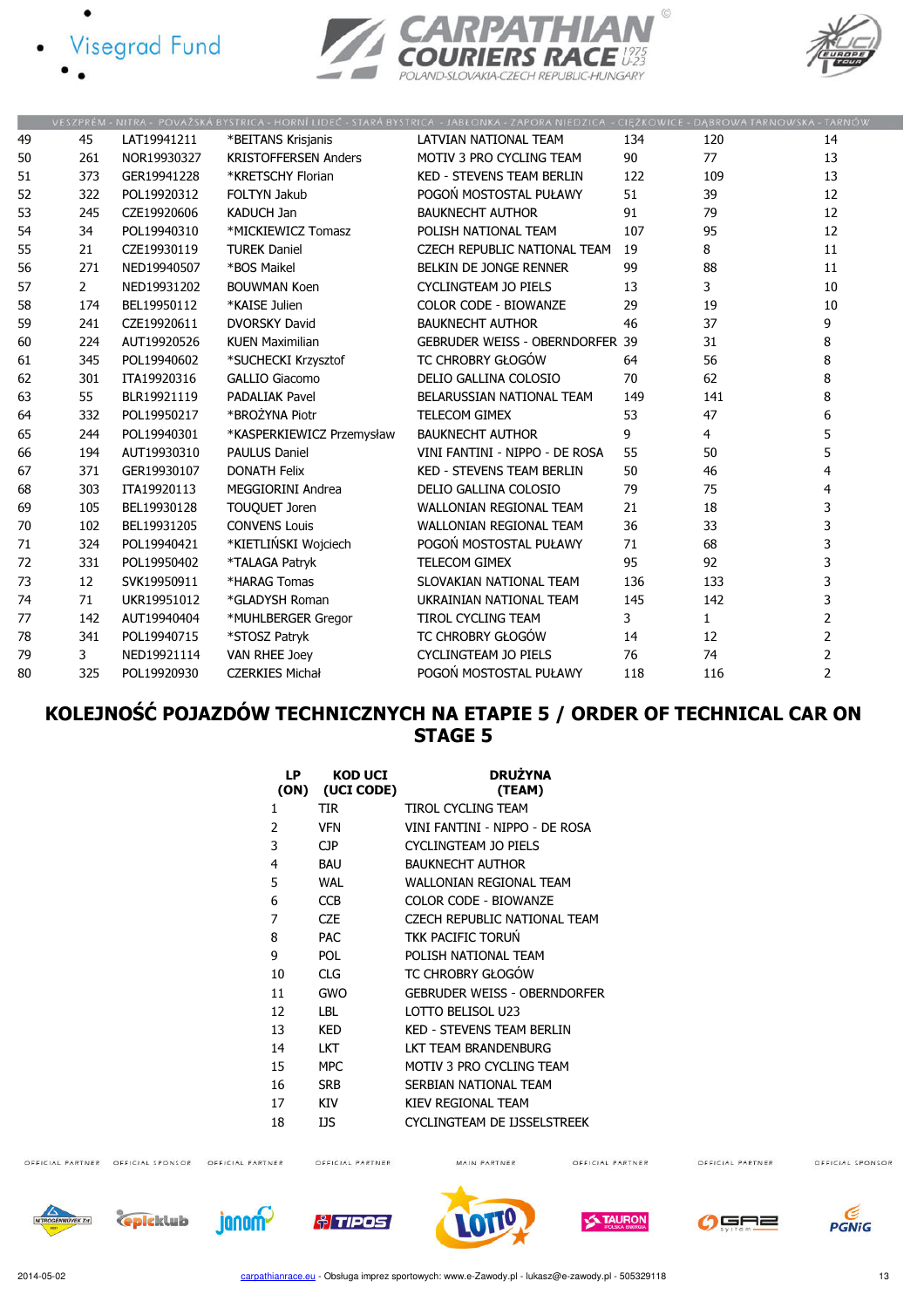| | | | | | | | |
|---|---|---|---|---|---|---|---|
| 49 | 45 | LAT19941211 | *BEITANS Krisjanis | LATVIAN NATIONAL TEAM | 134 | 120 | 14 |
| 50 | 261 | NOR19930327 | KRISTOFFERSEN Anders | MOTIV 3 PRO CYCLING TEAM | 90 | 77 | 13 |
| 51 | 373 | GER19941228 | *KRETSCHY Florian | KED - STEVENS TEAM BERLIN | 122 | 109 | 13 |
| 52 | 322 | POL19920312 | FOLTYN Jakub | POGOŃ MOSTOSTAL PUŁAWY | 51 | 39 | 12 |
| 53 | 245 | CZE19920606 | KADUCH Jan | BAUKNECHT AUTHOR | 91 | 79 | 12 |
| 54 | 34 | POL19940310 | *MICKIEWICZ Tomasz | POLISH NATIONAL TEAM | 107 | 95 | 12 |
| 55 | 21 | CZE19930119 | TUREK Daniel | CZECH REPUBLIC NATIONAL TEAM | 19 | 8 | 11 |
| 56 | 271 | NED19940507 | *BOS Maikel | BELKIN DE JONGE RENNER | 99 | 88 | 11 |
| 57 | 2 | NED19931202 | BOUWMAN Koen | CYCLINGTEAM JO PIELS | 13 | 3 | 10 |
| 58 | 174 | BEL19950112 | *KAISE Julien | COLOR CODE - BIOWANZE | 29 | 19 | 10 |
| 59 | 241 | CZE19920611 | DVORSKY David | BAUKNECHT AUTHOR | 46 | 37 | 9 |
| 60 | 224 | AUT19920526 | KUEN Maximilian | GEBRUDER WEISS - OBERNDORFER | 39 | 31 | 8 |
| 61 | 345 | POL19940602 | *SUCHECKI Krzysztof | TC CHROBRY GŁOGÓW | 64 | 56 | 8 |
| 62 | 301 | ITA19920316 | GALLIO Giacomo | DELIO GALLINA COLOSIO | 70 | 62 | 8 |
| 63 | 55 | BLR19921119 | PADALIAK Pavel | BELARUSSIAN NATIONAL TEAM | 149 | 141 | 8 |
| 64 | 332 | POL19950217 | *BROŻYNA Piotr | TELECOM GIMEX | 53 | 47 | 6 |
| 65 | 244 | POL19940301 | *KASPERKIEWICZ Przemysław | BAUKNECHT AUTHOR | 9 | 4 | 5 |
| 66 | 194 | AUT19930310 | PAULUS Daniel | VINI FANTINI - NIPPO - DE ROSA | 55 | 50 | 5 |
| 67 | 371 | GER19930107 | DONATH Felix | KED - STEVENS TEAM BERLIN | 50 | 46 | 4 |
| 68 | 303 | ITA19920113 | MEGGIORINI Andrea | DELIO GALLINA COLOSIO | 79 | 75 | 4 |
| 69 | 105 | BEL19930128 | TOUQUET Joren | WALLONIAN REGIONAL TEAM | 21 | 18 | 3 |
| 70 | 102 | BEL19931205 | CONVENS Louis | WALLONIAN REGIONAL TEAM | 36 | 33 | 3 |
| 71 | 324 | POL19940421 | *KIETLIŃSKI Wojciech | POGOŃ MOSTOSTAL PUŁAWY | 71 | 68 | 3 |
| 72 | 331 | POL19950402 | *TALAGA Patryk | TELECOM GIMEX | 95 | 92 | 3 |
| 73 | 12 | SVK19950911 | *HARAG Tomas | SLOVAKIAN NATIONAL TEAM | 136 | 133 | 3 |
| 74 | 71 | UKR19951012 | *GLADYSH Roman | UKRAINIAN NATIONAL TEAM | 145 | 142 | 3 |
| 77 | 142 | AUT19940404 | *MUHLBERGER Gregor | TIROL CYCLING TEAM | 3 | 1 | 2 |
| 78 | 341 | POL19940715 | *STOSZ Patryk | TC CHROBRY GŁOGÓW | 14 | 12 | 2 |
| 79 | 3 | NED19921114 | VAN RHEE Joey | CYCLINGTEAM JO PIELS | 76 | 74 | 2 |
| 80 | 325 | POL19920930 | CZERKIES Michał | POGOŃ MOSTOSTAL PUŁAWY | 118 | 116 | 2 |

## KOLEJNOŚĆ POJAZDÓW TECHNICZNYCH NA ETAPIE 5 / ORDER OF TECHNICAL CAR ON STAGE 5

| LP (ON) | KOD UCI (UCI CODE) | DRUŻYNA (TEAM) |
|---|---|---|
| 1 | TIR | TIROL CYCLING TEAM |
| 2 | VFN | VINI FANTINI - NIPPO - DE ROSA |
| 3 | CJP | CYCLINGTEAM JO PIELS |
| 4 | BAU | BAUKNECHT AUTHOR |
| 5 | WAL | WALLONIAN REGIONAL TEAM |
| 6 | CCB | COLOR CODE - BIOWANZE |
| 7 | CZE | CZECH REPUBLIC NATIONAL TEAM |
| 8 | PAC | TKK PACIFIC TORUŃ |
| 9 | POL | POLISH NATIONAL TEAM |
| 10 | CLG | TC CHROBRY GŁOGÓW |
| 11 | GWO | GEBRUDER WEISS - OBERNDORFER |
| 12 | LBL | LOTTO BELISOL U23 |
| 13 | KED | KED - STEVENS TEAM BERLIN |
| 14 | LKT | LKT TEAM BRANDENBURG |
| 15 | MPC | MOTIV 3 PRO CYCLING TEAM |
| 16 | SRB | SERBIAN NATIONAL TEAM |
| 17 | KIV | KIEV REGIONAL TEAM |
| 18 | IJS | CYCLINGTEAM DE IJSSELSTREEK |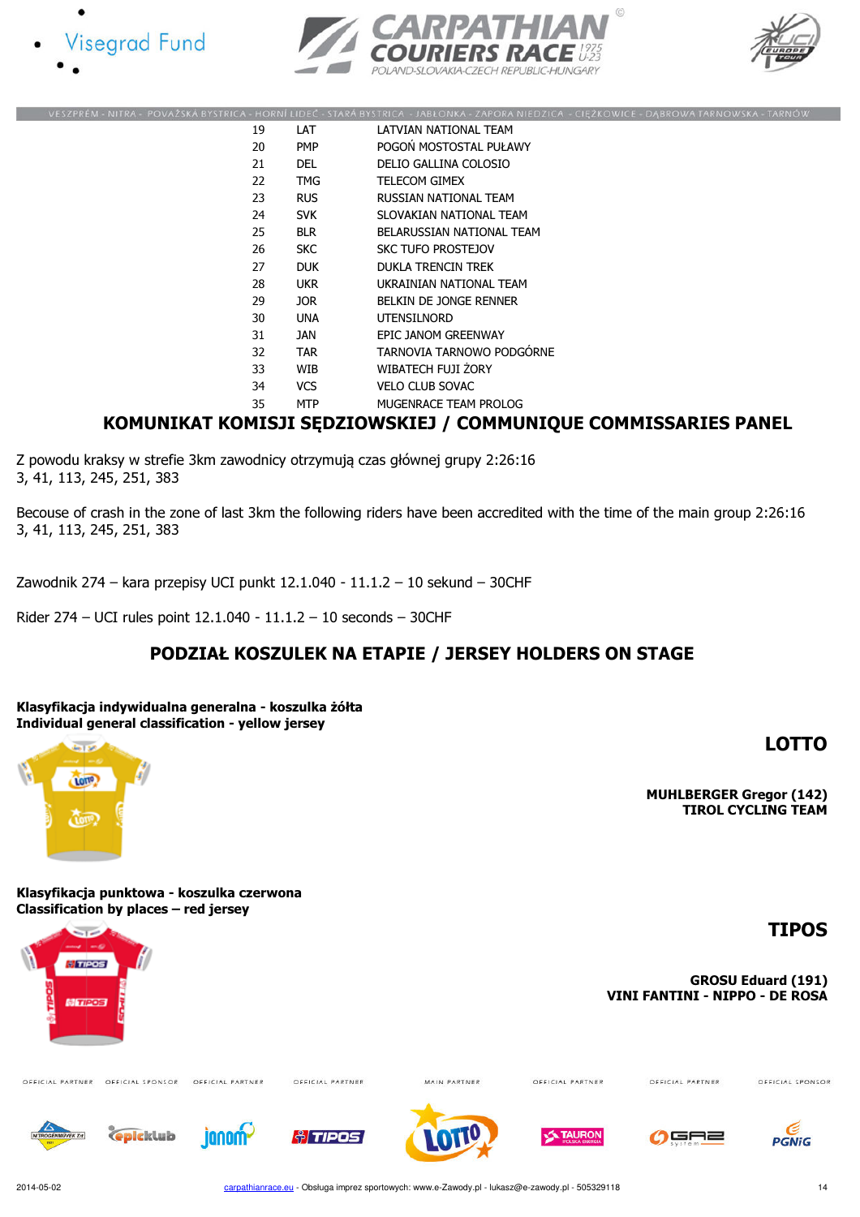| | | |
|---|---|---|
| 19 | LAT | LATVIAN NATIONAL TEAM |
| 20 | PMP | POGOŃ MOSTOSTAL PUŁAWY |
| 21 | DEL | DELIO GALLINA COLOSIO |
| 22 | TMG | TELECOM GIMEX |
| 23 | RUS | RUSSIAN NATIONAL TEAM |
| 24 | SVK | SLOVAKIAN NATIONAL TEAM |
| 25 | BLR | BELARUSSIAN NATIONAL TEAM |
| 26 | SKC | SKC TUFO PROSTEJOV |
| 27 | DUK | DUKLA TRENCIN TREK |
| 28 | UKR | UKRAINIAN NATIONAL TEAM |
| 29 | JOR | BELKIN DE JONGE RENNER |
| 30 | UNA | UTENSILNORD |
| 31 | JAN | EPIC JANOM GREENWAY |
| 32 | TAR | TARNOVIA TARNOWO PODGÓRNE |
| 33 | WIB | WIBATECH FUJI ŻORY |
| 34 | VCS | VELO CLUB SOVAC |
| 35 | MTP | MUGENRACE TEAM PROLOG |

## KOMUNIKAT KOMISJI SĘDZIOWSKIEJ / COMMUNIQUE COMMISSARIES PANEL

Z powodu kraksy w strefie 3km zawodnicy otrzymują czas głównej grupy 2:26:16
3, 41, 113, 245, 251, 383

Becouse of crash in the zone of last 3km the following riders have been accredited with the time of the main group 2:26:16
3, 41, 113, 245, 251, 383

Zawodnik 274 – kara przepisy UCI punkt 12.1.040 - 11.1.2 – 10 sekund – 30CHF

Rider 274 – UCI rules point 12.1.040 - 11.1.2 – 10 seconds – 30CHF

## PODZIAŁ KOSZULEK NA ETAPIE / JERSEY HOLDERS ON STAGE

**Klasyfikacja indywidualna generalna - koszulka żółta**
**Individual general classification - yellow jersey**

**LOTTO**

**MUHLBERGER Gregor (142)**
**TIROL CYCLING TEAM**

**Klasyfikacja punktowa - koszulka czerwona**
**Classification by places – red jersey**

**TIPOS**

**GROSU Eduard (191)**
**VINI FANTINI - NIPPO - DE ROSA**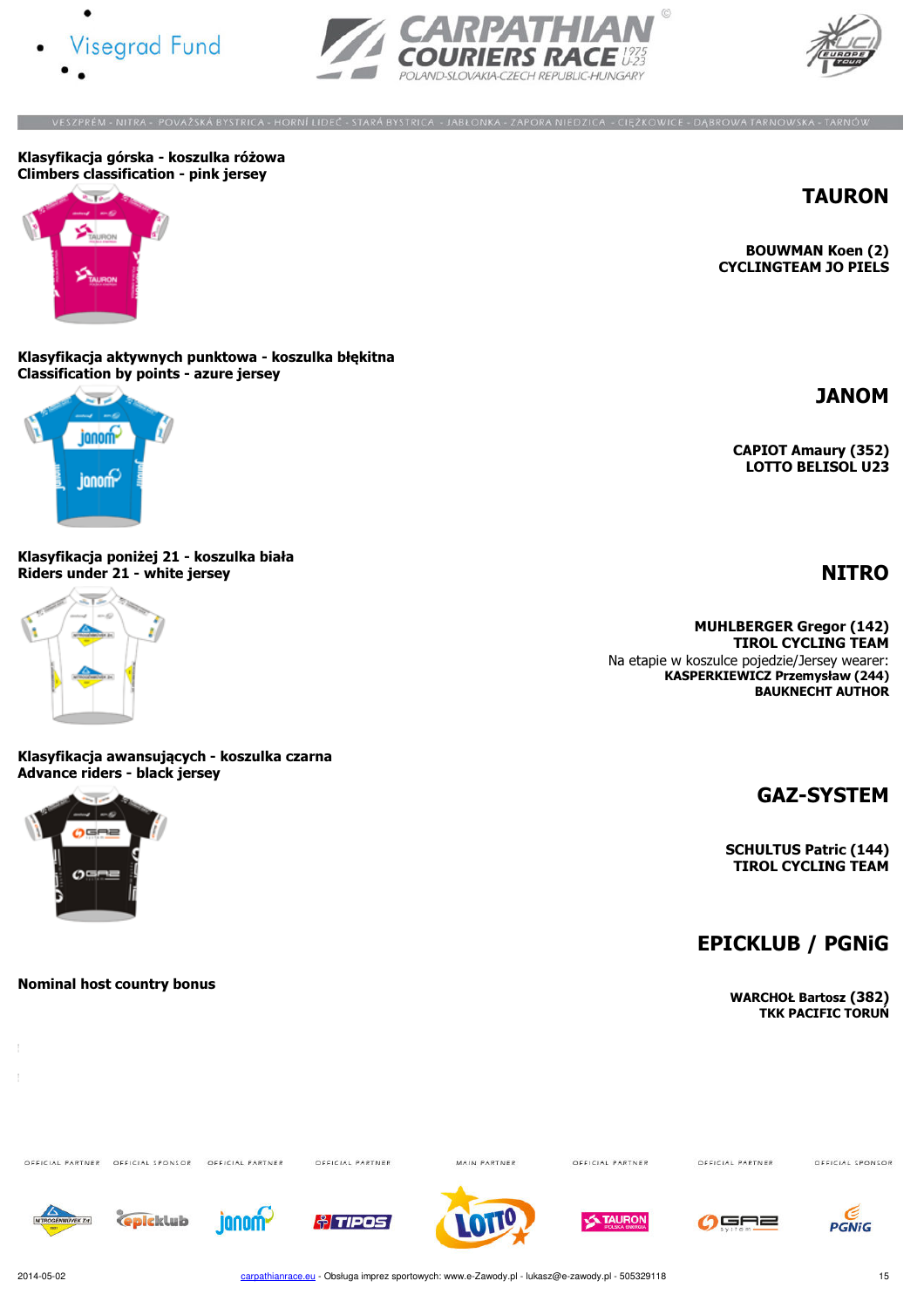**Klasyfikacja górska - koszulka różowa**
**Climbers classification - pink jersey**

## TAURON

**BOUWMAN Koen (2)**
**CYCLINGTEAM JO PIELS**

**Klasyfikacja aktywnych punktowa - koszulka błękitna**
**Classification by points - azure jersey**

## JANOM

**CAPIOT Amaury (352)**
**LOTTO BELISOL U23**

**Klasyfikacja poniżej 21 - koszulka biała**
**Riders under 21 - white jersey**

## NITRO

**MUHLBERGER Gregor (142)**
**TIROL CYCLING TEAM**
Na etapie w koszulce pojedzie/Jersey wearer:
**KASPERKIEWICZ Przemysław (244)**
**BAUKNECHT AUTHOR**

**Klasyfikacja awansujących - koszulka czarna**
**Advance riders - black jersey**

## GAZ-SYSTEM

**SCHULTUS Patric (144)**
**TIROL CYCLING TEAM**

## EPICKLUB / PGNiG

**Nominal host country bonus**

**WARCHOŁ Bartosz (382)**
**TKK PACIFIC TORUŃ**